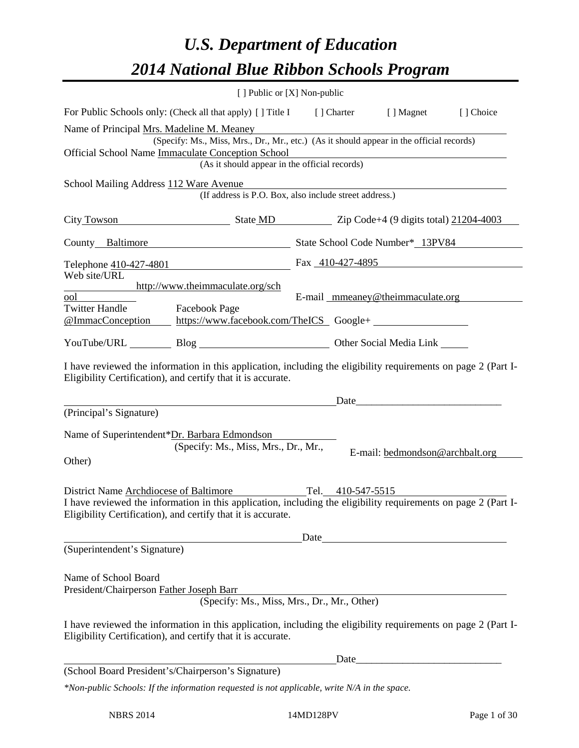# *U.S. Department of Education*
# *2014 National Blue Ribbon Schools Program*

[ ] Public or [X] Non-public

For Public Schools only: (Check all that apply) [ ] Title I [ ] Charter [ ] Magnet [ ] Choice

Name of Principal Mrs. Madeline M. Meaney
(Specify: Ms., Miss, Mrs., Dr., Mr., etc.) (As it should appear in the official records)

Official School Name Immaculate Conception School
(As it should appear in the official records)

School Mailing Address 112 Ware Avenue
(If address is P.O. Box, also include street address.)

City Towson State MD Zip Code+4 (9 digits total) 21204-4003

County Baltimore State School Code Number* 13PV84

Telephone 410-427-4801 Fax 410-427-4895

Web site/URL http://www.theimmaculate.org/school E-mail mmeaney@theimmaculate.org

Twitter Handle @ImmacConception Facebook Page https://www.facebook.com/TheICS Google+

YouTube/URL Blog Other Social Media Link

I have reviewed the information in this application, including the eligibility requirements on page 2 (Part I-Eligibility Certification), and certify that it is accurate.

_______________________________________ Date_____________________
(Principal's Signature)

Name of Superintendent* Dr. Barbara Edmondson
(Specify: Ms., Miss, Mrs., Dr., Mr., Other)

E-mail: bedmondson@archbalt.org

District Name Archdiocese of Baltimore Tel. 410-547-5515

I have reviewed the information in this application, including the eligibility requirements on page 2 (Part I-Eligibility Certification), and certify that it is accurate.

_______________________________________ Date_____________________
(Superintendent's Signature)

Name of School Board
President/Chairperson Father Joseph Barr
(Specify: Ms., Miss, Mrs., Dr., Mr., Other)

I have reviewed the information in this application, including the eligibility requirements on page 2 (Part I-Eligibility Certification), and certify that it is accurate.

_______________________________________ Date_____________________
(School Board President's/Chairperson's Signature)

*\*Non-public Schools: If the information requested is not applicable, write N/A in the space.*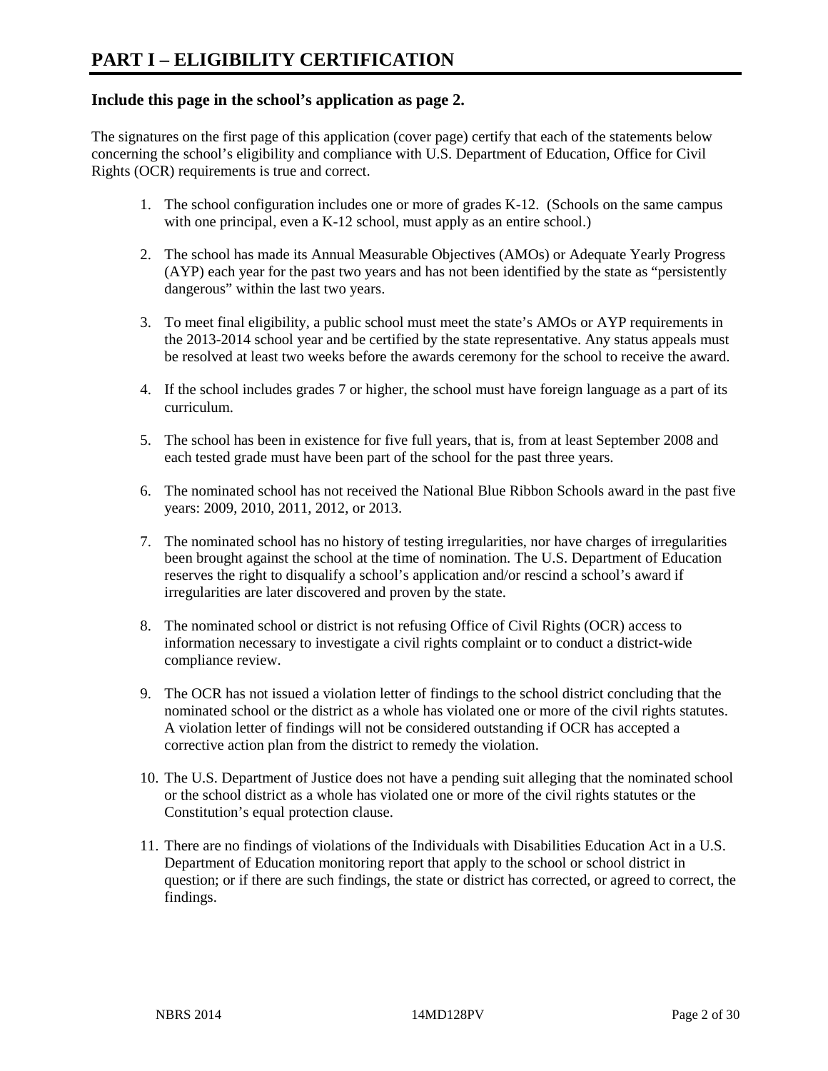# PART I – ELIGIBILITY CERTIFICATION

### Include this page in the school's application as page 2.

The signatures on the first page of this application (cover page) certify that each of the statements below concerning the school's eligibility and compliance with U.S. Department of Education, Office for Civil Rights (OCR) requirements is true and correct.

1. The school configuration includes one or more of grades K-12. (Schools on the same campus with one principal, even a K-12 school, must apply as an entire school.)

2. The school has made its Annual Measurable Objectives (AMOs) or Adequate Yearly Progress (AYP) each year for the past two years and has not been identified by the state as "persistently dangerous" within the last two years.

3. To meet final eligibility, a public school must meet the state's AMOs or AYP requirements in the 2013-2014 school year and be certified by the state representative. Any status appeals must be resolved at least two weeks before the awards ceremony for the school to receive the award.

4. If the school includes grades 7 or higher, the school must have foreign language as a part of its curriculum.

5. The school has been in existence for five full years, that is, from at least September 2008 and each tested grade must have been part of the school for the past three years.

6. The nominated school has not received the National Blue Ribbon Schools award in the past five years: 2009, 2010, 2011, 2012, or 2013.

7. The nominated school has no history of testing irregularities, nor have charges of irregularities been brought against the school at the time of nomination. The U.S. Department of Education reserves the right to disqualify a school's application and/or rescind a school's award if irregularities are later discovered and proven by the state.

8. The nominated school or district is not refusing Office of Civil Rights (OCR) access to information necessary to investigate a civil rights complaint or to conduct a district-wide compliance review.

9. The OCR has not issued a violation letter of findings to the school district concluding that the nominated school or the district as a whole has violated one or more of the civil rights statutes. A violation letter of findings will not be considered outstanding if OCR has accepted a corrective action plan from the district to remedy the violation.

10. The U.S. Department of Justice does not have a pending suit alleging that the nominated school or the school district as a whole has violated one or more of the civil rights statutes or the Constitution's equal protection clause.

11. There are no findings of violations of the Individuals with Disabilities Education Act in a U.S. Department of Education monitoring report that apply to the school or school district in question; or if there are such findings, the state or district has corrected, or agreed to correct, the findings.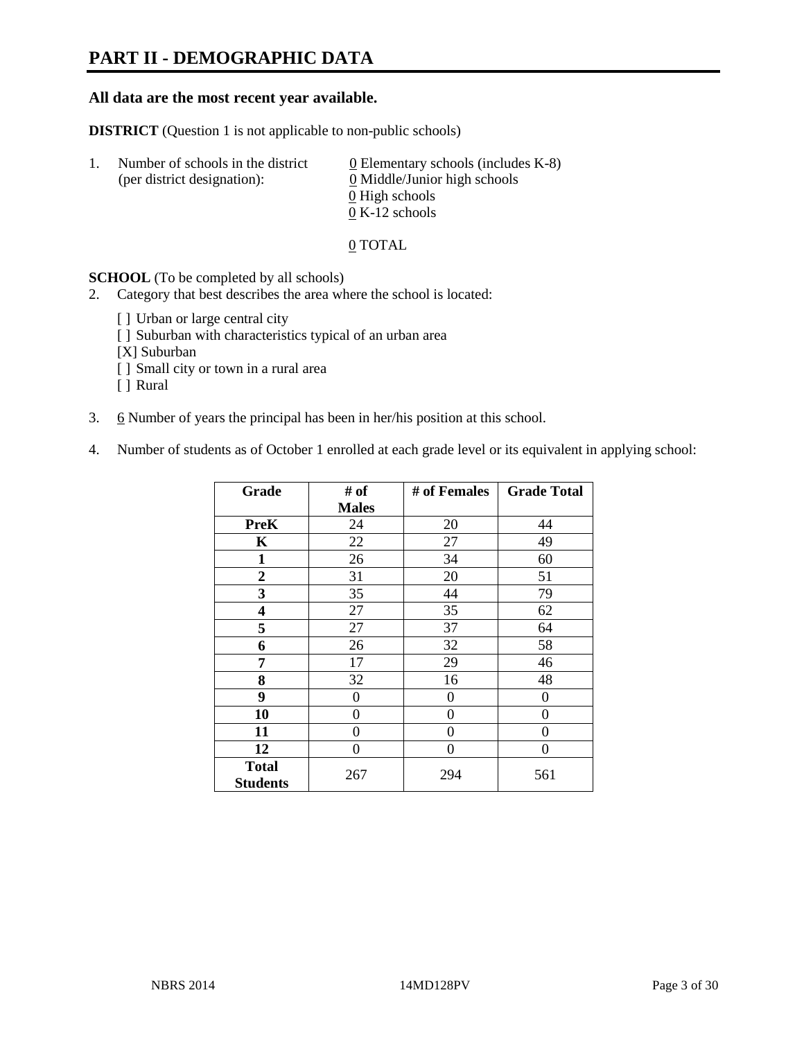# PART II - DEMOGRAPHIC DATA

**All data are the most recent year available.**

**DISTRICT** (Question 1 is not applicable to non-public schools)

1. Number of schools in the district (per district designation):
   0 Elementary schools (includes K-8)
   0 Middle/Junior high schools
   0 High schools
   0 K-12 schools

   0 TOTAL

**SCHOOL** (To be completed by all schools)

2. Category that best describes the area where the school is located:

   [ ] Urban or large central city
   [ ] Suburban with characteristics typical of an urban area
   [X] Suburban
   [ ] Small city or town in a rural area
   [ ] Rural

3. 6 Number of years the principal has been in her/his position at this school.

4. Number of students as of October 1 enrolled at each grade level or its equivalent in applying school:

| Grade | # of Males | # of Females | Grade Total |
|---|---|---|---|
| **PreK** | 24 | 20 | 44 |
| **K** | 22 | 27 | 49 |
| **1** | 26 | 34 | 60 |
| **2** | 31 | 20 | 51 |
| **3** | 35 | 44 | 79 |
| **4** | 27 | 35 | 62 |
| **5** | 27 | 37 | 64 |
| **6** | 26 | 32 | 58 |
| **7** | 17 | 29 | 46 |
| **8** | 32 | 16 | 48 |
| **9** | 0 | 0 | 0 |
| **10** | 0 | 0 | 0 |
| **11** | 0 | 0 | 0 |
| **12** | 0 | 0 | 0 |
| **Total Students** | 267 | 294 | 561 |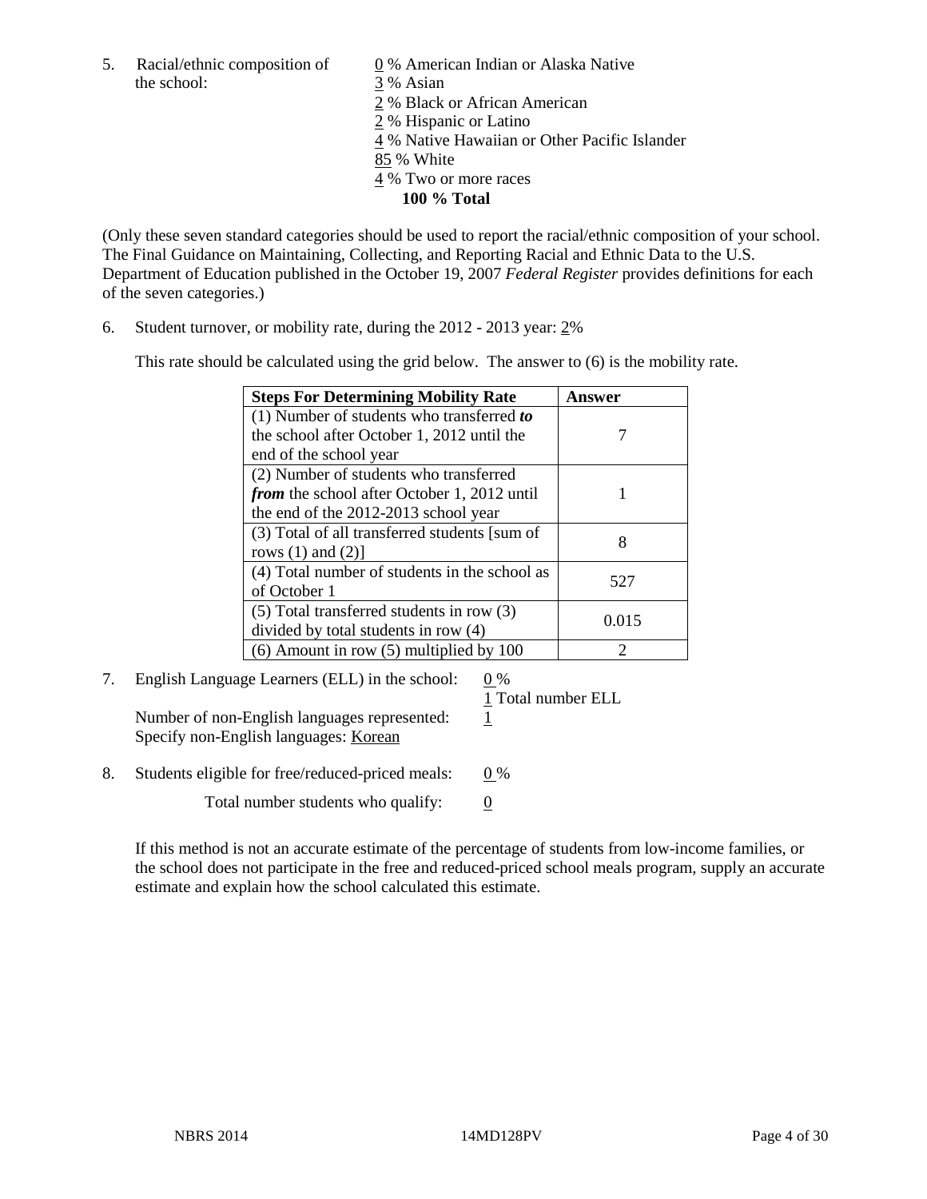5. Racial/ethnic composition of the school:

   0 % American Indian or Alaska Native
   3 % Asian
   2 % Black or African American
   2 % Hispanic or Latino
   4 % Native Hawaiian or Other Pacific Islander
   85 % White
   4 % Two or more races
   **100 % Total**

(Only these seven standard categories should be used to report the racial/ethnic composition of your school. The Final Guidance on Maintaining, Collecting, and Reporting Racial and Ethnic Data to the U.S. Department of Education published in the October 19, 2007 *Federal Register* provides definitions for each of the seven categories.)

6. Student turnover, or mobility rate, during the 2012 - 2013 year: 2%

   This rate should be calculated using the grid below. The answer to (6) is the mobility rate.

| **Steps For Determining Mobility Rate** | **Answer** |
|---|---|
| (1) Number of students who transferred ***to*** the school after October 1, 2012 until the end of the school year | 7 |
| (2) Number of students who transferred ***from*** the school after October 1, 2012 until the end of the 2012-2013 school year | 1 |
| (3) Total of all transferred students [sum of rows (1) and (2)] | 8 |
| (4) Total number of students in the school as of October 1 | 527 |
| (5) Total transferred students in row (3) divided by total students in row (4) | 0.015 |
| (6) Amount in row (5) multiplied by 100 | 2 |

7. English Language Learners (ELL) in the school: 0 %

   1 Total number ELL

   Number of non-English languages represented: 1

   Specify non-English languages: Korean

8. Students eligible for free/reduced-priced meals: 0 %

   Total number students who qualify: 0

   If this method is not an accurate estimate of the percentage of students from low-income families, or the school does not participate in the free and reduced-priced school meals program, supply an accurate estimate and explain how the school calculated this estimate.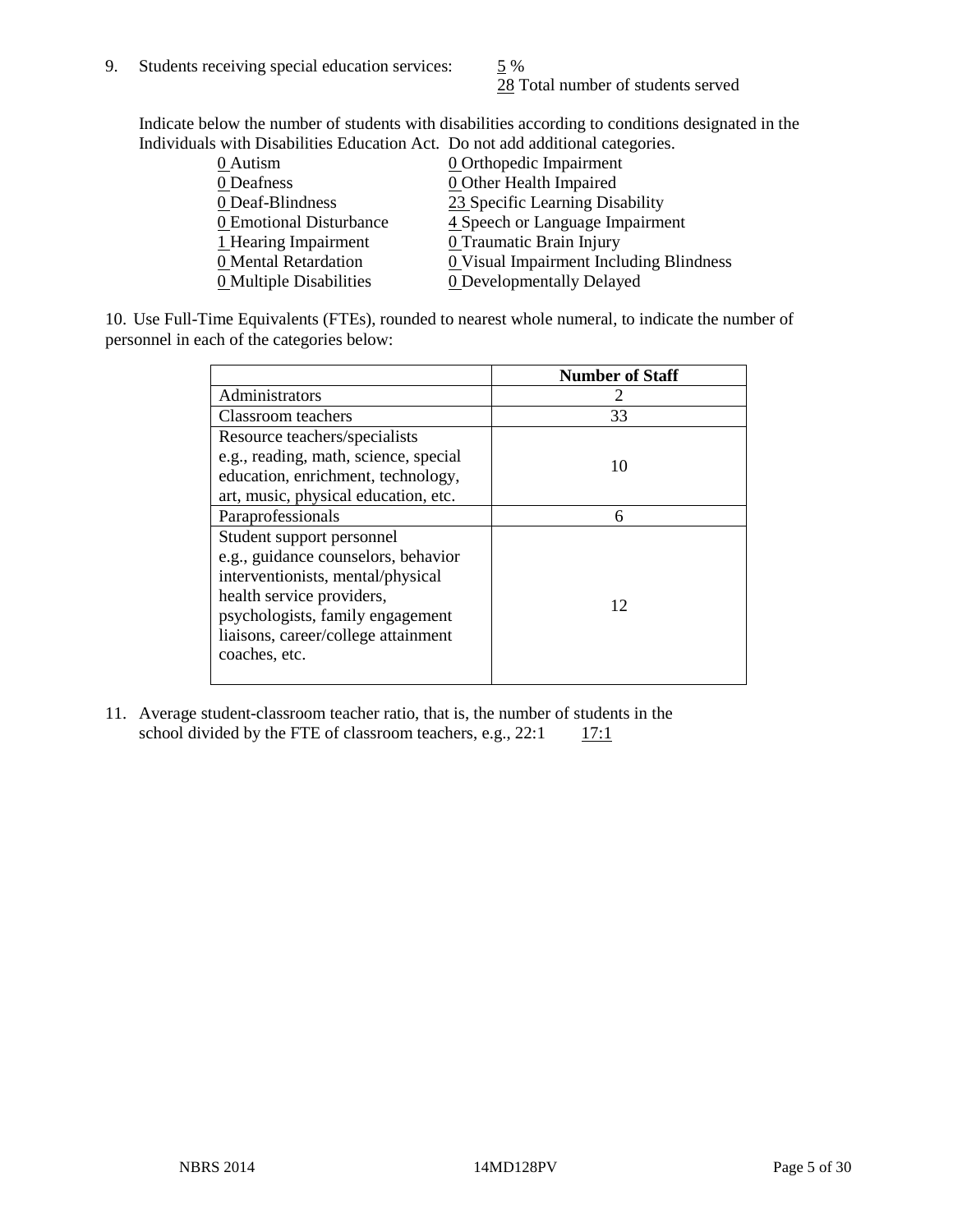9. Students receiving special education services: 5 %
28 Total number of students served

Indicate below the number of students with disabilities according to conditions designated in the Individuals with Disabilities Education Act. Do not add additional categories.

| | |
|---|---|
| 0 Autism | 0 Orthopedic Impairment |
| 0 Deafness | 0 Other Health Impaired |
| 0 Deaf-Blindness | 23 Specific Learning Disability |
| 0 Emotional Disturbance | 4 Speech or Language Impairment |
| 1 Hearing Impairment | 0 Traumatic Brain Injury |
| 0 Mental Retardation | 0 Visual Impairment Including Blindness |
| 0 Multiple Disabilities | 0 Developmentally Delayed |

10. Use Full-Time Equivalents (FTEs), rounded to nearest whole numeral, to indicate the number of personnel in each of the categories below:

| | Number of Staff |
|---|---|
| Administrators | 2 |
| Classroom teachers | 33 |
| Resource teachers/specialists e.g., reading, math, science, special education, enrichment, technology, art, music, physical education, etc. | 10 |
| Paraprofessionals | 6 |
| Student support personnel e.g., guidance counselors, behavior interventionists, mental/physical health service providers, psychologists, family engagement liaisons, career/college attainment coaches, etc. | 12 |

11. Average student-classroom teacher ratio, that is, the number of students in the school divided by the FTE of classroom teachers, e.g., 22:1 17:1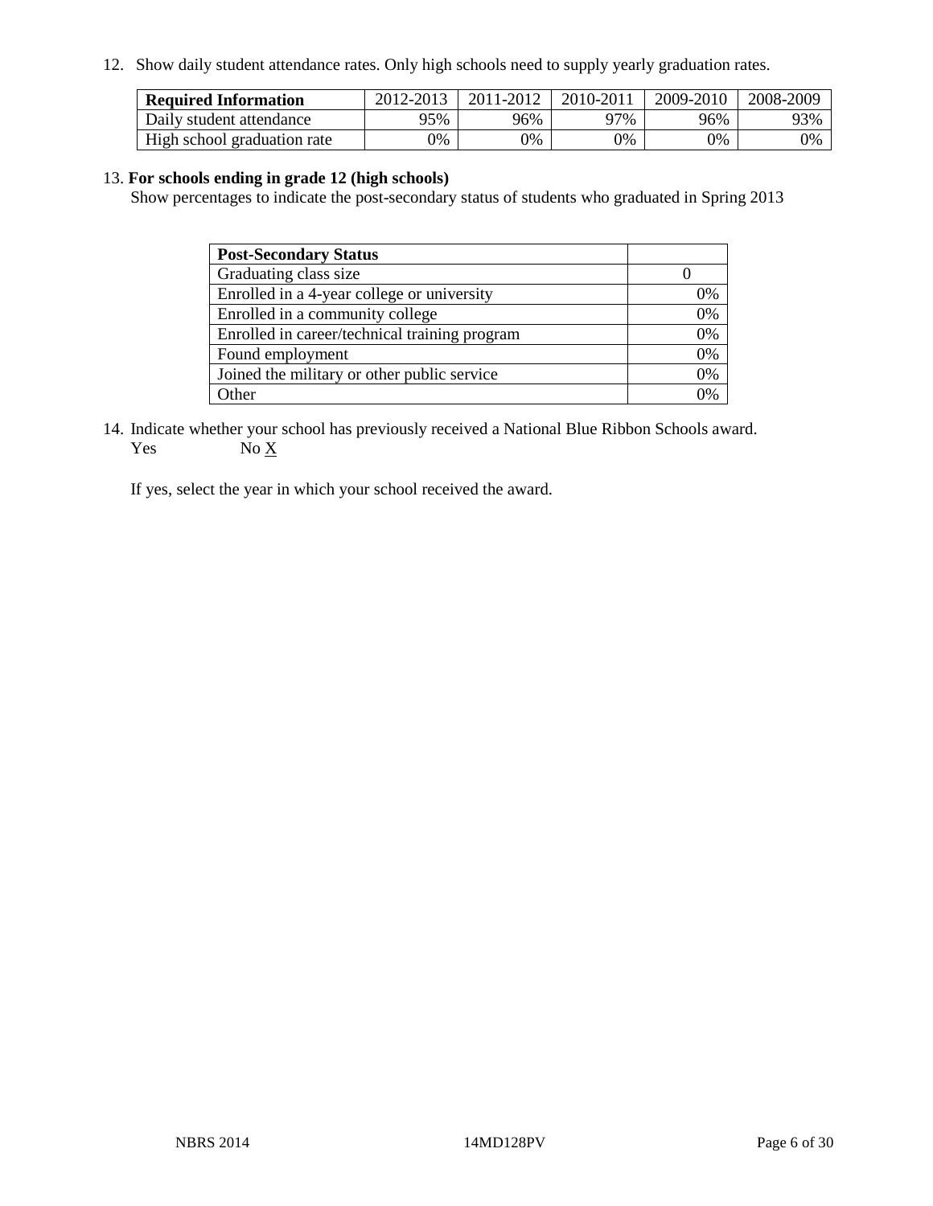12. Show daily student attendance rates. Only high schools need to supply yearly graduation rates.

| **Required Information** | 2012-2013 | 2011-2012 | 2010-2011 | 2009-2010 | 2008-2009 |
|---|---|---|---|---|---|
| Daily student attendance | 95% | 96% | 97% | 96% | 93% |
| High school graduation rate | 0% | 0% | 0% | 0% | 0% |

13. **For schools ending in grade 12 (high schools)**
Show percentages to indicate the post-secondary status of students who graduated in Spring 2013

| **Post-Secondary Status** | |
|---|---|
| Graduating class size | 0 |
| Enrolled in a 4-year college or university | 0% |
| Enrolled in a community college | 0% |
| Enrolled in career/technical training program | 0% |
| Found employment | 0% |
| Joined the military or other public service | 0% |
| Other | 0% |

14. Indicate whether your school has previously received a National Blue Ribbon Schools award.
Yes No X

If yes, select the year in which your school received the award.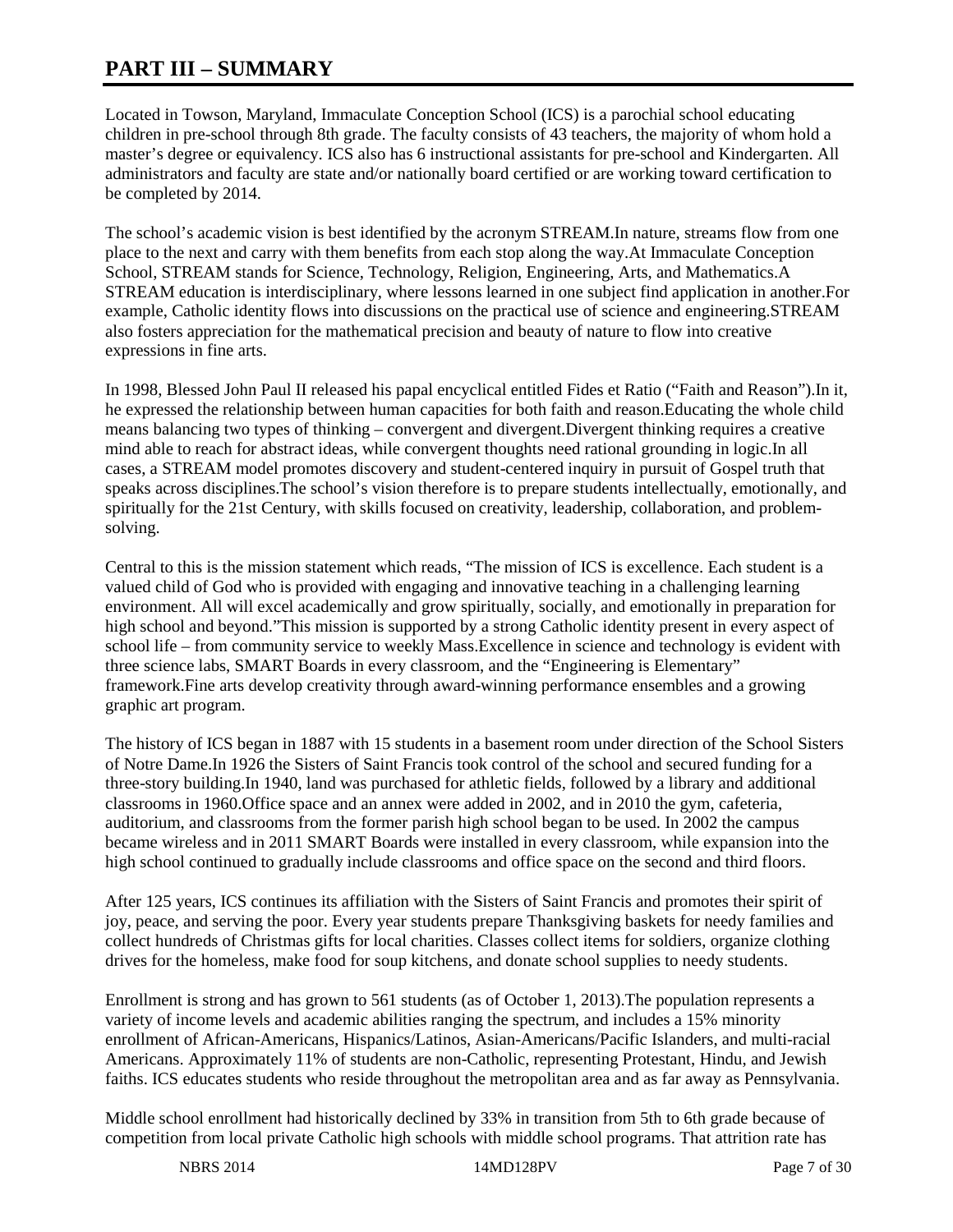# PART III – SUMMARY

Located in Towson, Maryland, Immaculate Conception School (ICS) is a parochial school educating children in pre-school through 8th grade. The faculty consists of 43 teachers, the majority of whom hold a master's degree or equivalency. ICS also has 6 instructional assistants for pre-school and Kindergarten. All administrators and faculty are state and/or nationally board certified or are working toward certification to be completed by 2014.

The school's academic vision is best identified by the acronym STREAM.In nature, streams flow from one place to the next and carry with them benefits from each stop along the way.At Immaculate Conception School, STREAM stands for Science, Technology, Religion, Engineering, Arts, and Mathematics.A STREAM education is interdisciplinary, where lessons learned in one subject find application in another.For example, Catholic identity flows into discussions on the practical use of science and engineering.STREAM also fosters appreciation for the mathematical precision and beauty of nature to flow into creative expressions in fine arts.

In 1998, Blessed John Paul II released his papal encyclical entitled Fides et Ratio ("Faith and Reason").In it, he expressed the relationship between human capacities for both faith and reason.Educating the whole child means balancing two types of thinking – convergent and divergent.Divergent thinking requires a creative mind able to reach for abstract ideas, while convergent thoughts need rational grounding in logic.In all cases, a STREAM model promotes discovery and student-centered inquiry in pursuit of Gospel truth that speaks across disciplines.The school's vision therefore is to prepare students intellectually, emotionally, and spiritually for the 21st Century, with skills focused on creativity, leadership, collaboration, and problem-solving.

Central to this is the mission statement which reads, "The mission of ICS is excellence. Each student is a valued child of God who is provided with engaging and innovative teaching in a challenging learning environment. All will excel academically and grow spiritually, socially, and emotionally in preparation for high school and beyond."This mission is supported by a strong Catholic identity present in every aspect of school life – from community service to weekly Mass.Excellence in science and technology is evident with three science labs, SMART Boards in every classroom, and the "Engineering is Elementary" framework.Fine arts develop creativity through award-winning performance ensembles and a growing graphic art program.

The history of ICS began in 1887 with 15 students in a basement room under direction of the School Sisters of Notre Dame.In 1926 the Sisters of Saint Francis took control of the school and secured funding for a three-story building.In 1940, land was purchased for athletic fields, followed by a library and additional classrooms in 1960.Office space and an annex were added in 2002, and in 2010 the gym, cafeteria, auditorium, and classrooms from the former parish high school began to be used. In 2002 the campus became wireless and in 2011 SMART Boards were installed in every classroom, while expansion into the high school continued to gradually include classrooms and office space on the second and third floors.

After 125 years, ICS continues its affiliation with the Sisters of Saint Francis and promotes their spirit of joy, peace, and serving the poor. Every year students prepare Thanksgiving baskets for needy families and collect hundreds of Christmas gifts for local charities. Classes collect items for soldiers, organize clothing drives for the homeless, make food for soup kitchens, and donate school supplies to needy students.

Enrollment is strong and has grown to 561 students (as of October 1, 2013).The population represents a variety of income levels and academic abilities ranging the spectrum, and includes a 15% minority enrollment of African-Americans, Hispanics/Latinos, Asian-Americans/Pacific Islanders, and multi-racial Americans. Approximately 11% of students are non-Catholic, representing Protestant, Hindu, and Jewish faiths. ICS educates students who reside throughout the metropolitan area and as far away as Pennsylvania.

Middle school enrollment had historically declined by 33% in transition from 5th to 6th grade because of competition from local private Catholic high schools with middle school programs. That attrition rate has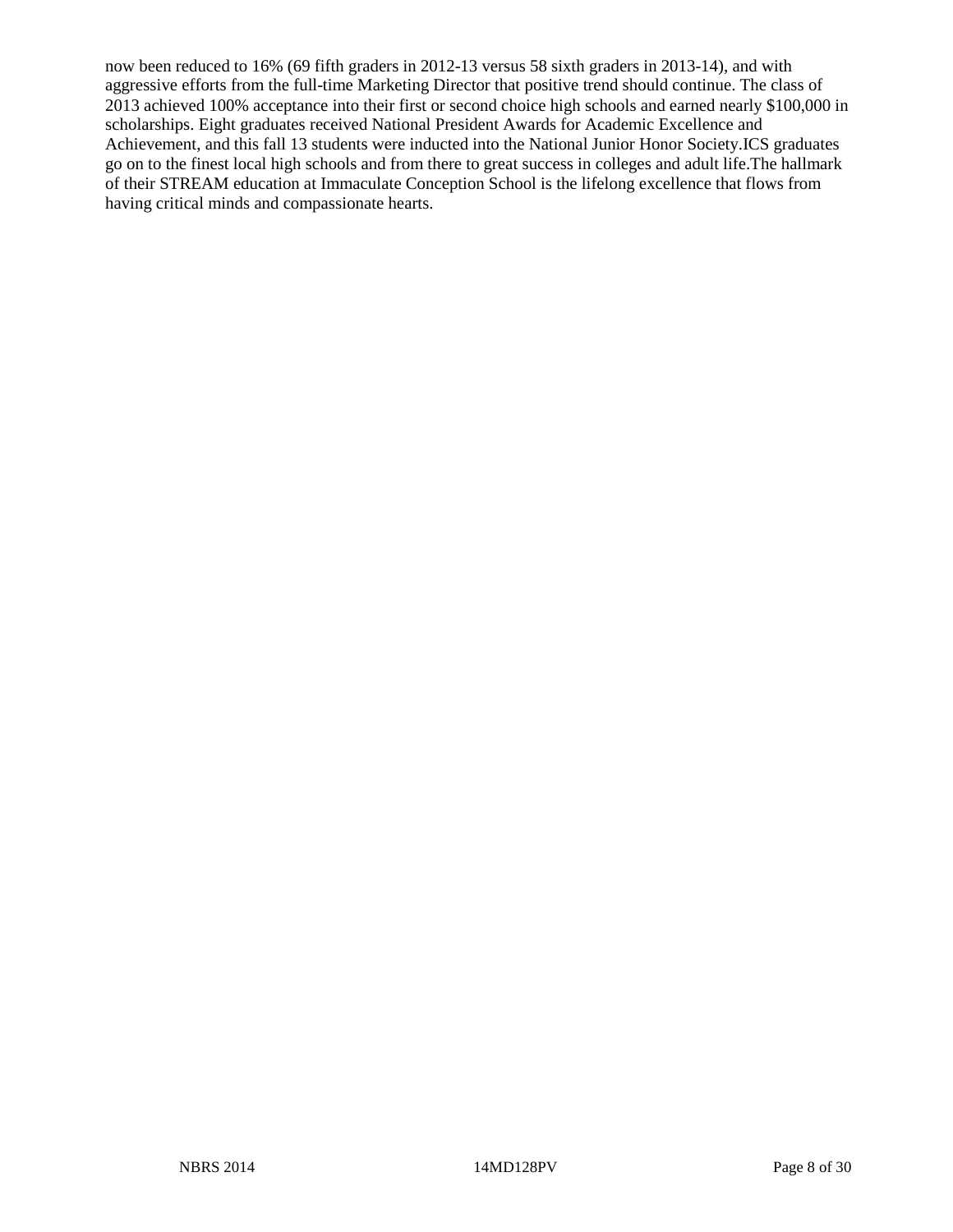now been reduced to 16% (69 fifth graders in 2012-13 versus 58 sixth graders in 2013-14), and with aggressive efforts from the full-time Marketing Director that positive trend should continue. The class of 2013 achieved 100% acceptance into their first or second choice high schools and earned nearly $100,000 in scholarships. Eight graduates received National President Awards for Academic Excellence and Achievement, and this fall 13 students were inducted into the National Junior Honor Society.ICS graduates go on to the finest local high schools and from there to great success in colleges and adult life.The hallmark of their STREAM education at Immaculate Conception School is the lifelong excellence that flows from having critical minds and compassionate hearts.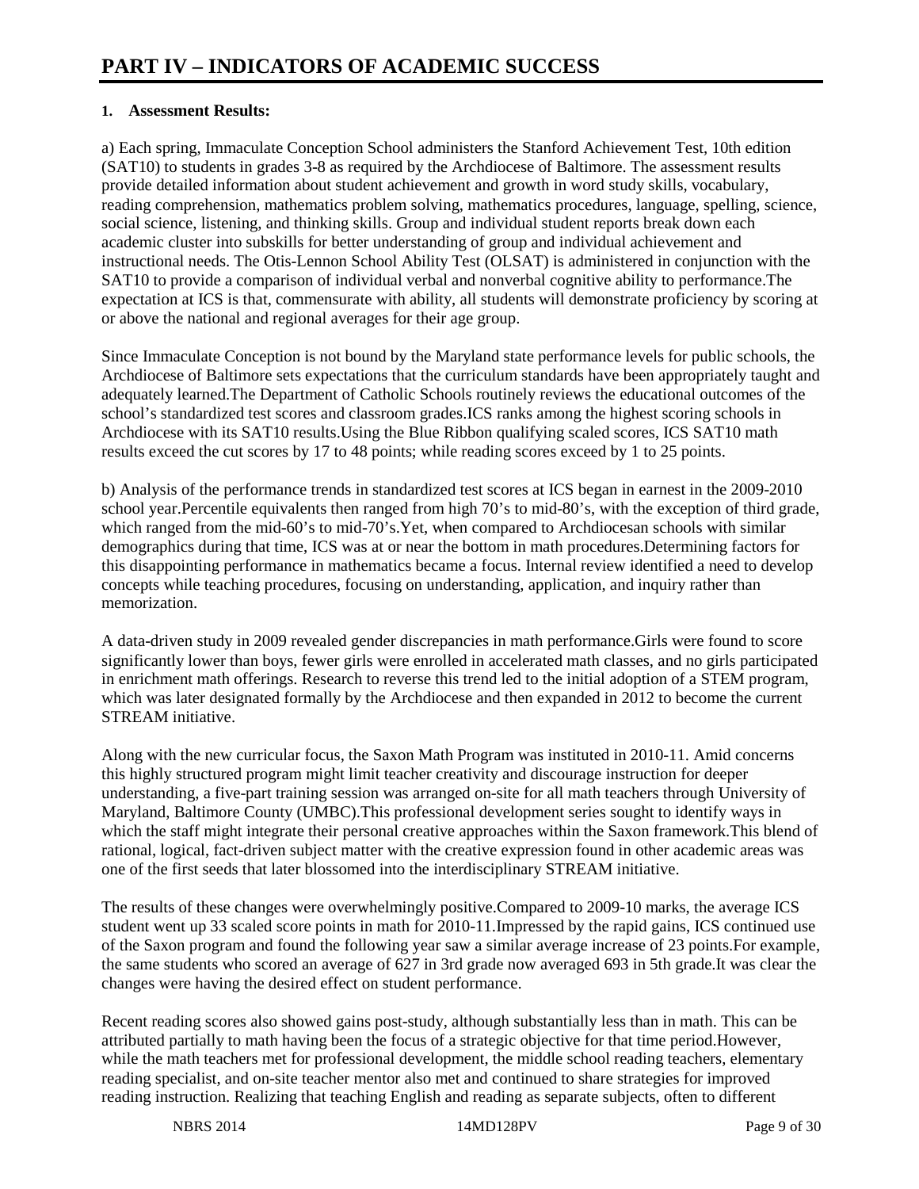# PART IV – INDICATORS OF ACADEMIC SUCCESS

## 1. Assessment Results:

a) Each spring, Immaculate Conception School administers the Stanford Achievement Test, 10th edition (SAT10) to students in grades 3-8 as required by the Archdiocese of Baltimore. The assessment results provide detailed information about student achievement and growth in word study skills, vocabulary, reading comprehension, mathematics problem solving, mathematics procedures, language, spelling, science, social science, listening, and thinking skills. Group and individual student reports break down each academic cluster into subskills for better understanding of group and individual achievement and instructional needs. The Otis-Lennon School Ability Test (OLSAT) is administered in conjunction with the SAT10 to provide a comparison of individual verbal and nonverbal cognitive ability to performance.The expectation at ICS is that, commensurate with ability, all students will demonstrate proficiency by scoring at or above the national and regional averages for their age group.

Since Immaculate Conception is not bound by the Maryland state performance levels for public schools, the Archdiocese of Baltimore sets expectations that the curriculum standards have been appropriately taught and adequately learned.The Department of Catholic Schools routinely reviews the educational outcomes of the school's standardized test scores and classroom grades.ICS ranks among the highest scoring schools in Archdiocese with its SAT10 results.Using the Blue Ribbon qualifying scaled scores, ICS SAT10 math results exceed the cut scores by 17 to 48 points; while reading scores exceed by 1 to 25 points.

b) Analysis of the performance trends in standardized test scores at ICS began in earnest in the 2009-2010 school year.Percentile equivalents then ranged from high 70's to mid-80's, with the exception of third grade, which ranged from the mid-60's to mid-70's.Yet, when compared to Archdiocesan schools with similar demographics during that time, ICS was at or near the bottom in math procedures.Determining factors for this disappointing performance in mathematics became a focus. Internal review identified a need to develop concepts while teaching procedures, focusing on understanding, application, and inquiry rather than memorization.

A data-driven study in 2009 revealed gender discrepancies in math performance.Girls were found to score significantly lower than boys, fewer girls were enrolled in accelerated math classes, and no girls participated in enrichment math offerings. Research to reverse this trend led to the initial adoption of a STEM program, which was later designated formally by the Archdiocese and then expanded in 2012 to become the current STREAM initiative.

Along with the new curricular focus, the Saxon Math Program was instituted in 2010-11. Amid concerns this highly structured program might limit teacher creativity and discourage instruction for deeper understanding, a five-part training session was arranged on-site for all math teachers through University of Maryland, Baltimore County (UMBC).This professional development series sought to identify ways in which the staff might integrate their personal creative approaches within the Saxon framework.This blend of rational, logical, fact-driven subject matter with the creative expression found in other academic areas was one of the first seeds that later blossomed into the interdisciplinary STREAM initiative.

The results of these changes were overwhelmingly positive.Compared to 2009-10 marks, the average ICS student went up 33 scaled score points in math for 2010-11.Impressed by the rapid gains, ICS continued use of the Saxon program and found the following year saw a similar average increase of 23 points.For example, the same students who scored an average of 627 in 3rd grade now averaged 693 in 5th grade.It was clear the changes were having the desired effect on student performance.

Recent reading scores also showed gains post-study, although substantially less than in math. This can be attributed partially to math having been the focus of a strategic objective for that time period.However, while the math teachers met for professional development, the middle school reading teachers, elementary reading specialist, and on-site teacher mentor also met and continued to share strategies for improved reading instruction. Realizing that teaching English and reading as separate subjects, often to different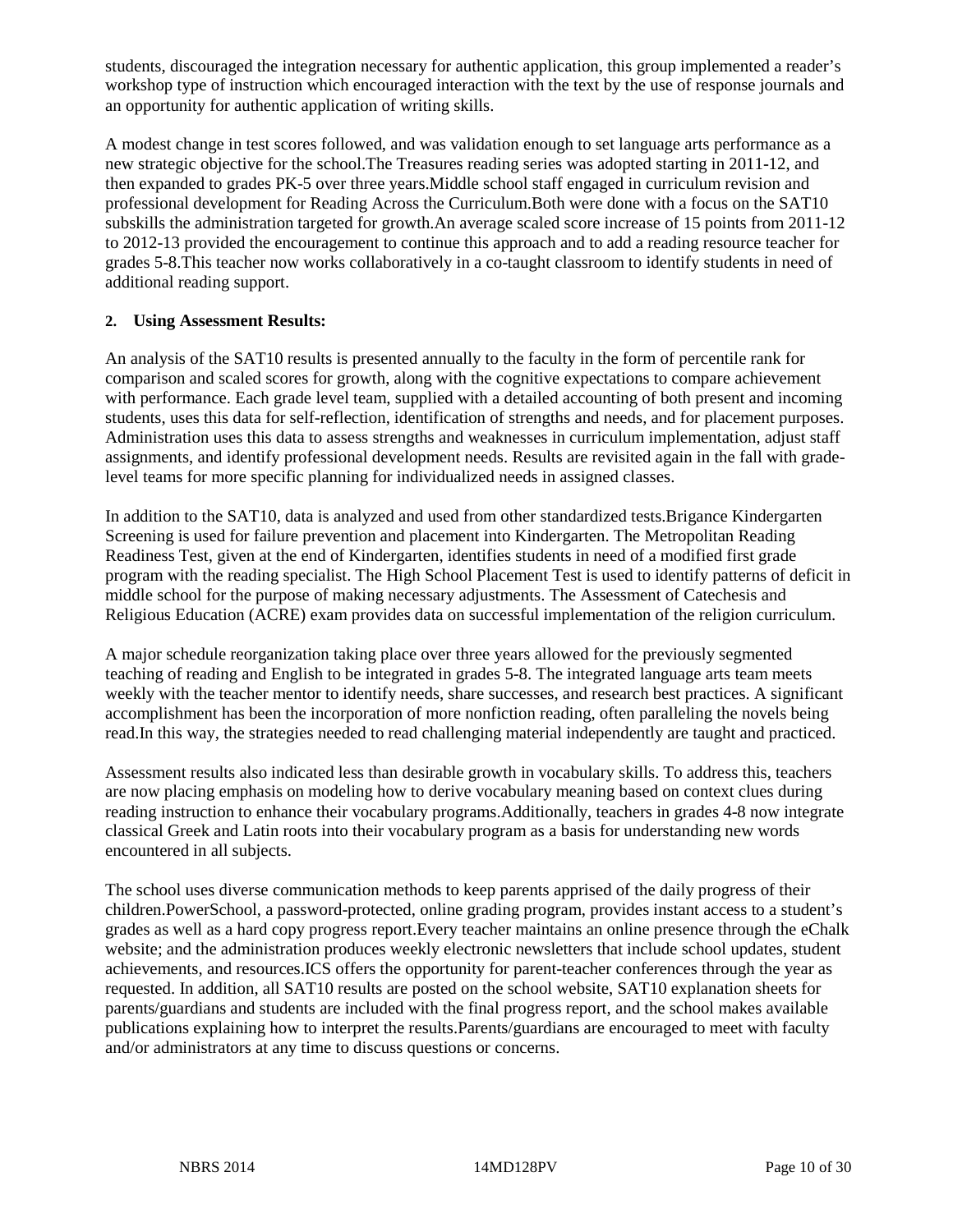students, discouraged the integration necessary for authentic application, this group implemented a reader's workshop type of instruction which encouraged interaction with the text by the use of response journals and an opportunity for authentic application of writing skills.

A modest change in test scores followed, and was validation enough to set language arts performance as a new strategic objective for the school.The Treasures reading series was adopted starting in 2011-12, and then expanded to grades PK-5 over three years.Middle school staff engaged in curriculum revision and professional development for Reading Across the Curriculum.Both were done with a focus on the SAT10 subskills the administration targeted for growth.An average scaled score increase of 15 points from 2011-12 to 2012-13 provided the encouragement to continue this approach and to add a reading resource teacher for grades 5-8.This teacher now works collaboratively in a co-taught classroom to identify students in need of additional reading support.

**2. Using Assessment Results:**

An analysis of the SAT10 results is presented annually to the faculty in the form of percentile rank for comparison and scaled scores for growth, along with the cognitive expectations to compare achievement with performance. Each grade level team, supplied with a detailed accounting of both present and incoming students, uses this data for self-reflection, identification of strengths and needs, and for placement purposes. Administration uses this data to assess strengths and weaknesses in curriculum implementation, adjust staff assignments, and identify professional development needs. Results are revisited again in the fall with grade-level teams for more specific planning for individualized needs in assigned classes.

In addition to the SAT10, data is analyzed and used from other standardized tests.Brigance Kindergarten Screening is used for failure prevention and placement into Kindergarten. The Metropolitan Reading Readiness Test, given at the end of Kindergarten, identifies students in need of a modified first grade program with the reading specialist. The High School Placement Test is used to identify patterns of deficit in middle school for the purpose of making necessary adjustments. The Assessment of Catechesis and Religious Education (ACRE) exam provides data on successful implementation of the religion curriculum.

A major schedule reorganization taking place over three years allowed for the previously segmented teaching of reading and English to be integrated in grades 5-8. The integrated language arts team meets weekly with the teacher mentor to identify needs, share successes, and research best practices. A significant accomplishment has been the incorporation of more nonfiction reading, often paralleling the novels being read.In this way, the strategies needed to read challenging material independently are taught and practiced.

Assessment results also indicated less than desirable growth in vocabulary skills. To address this, teachers are now placing emphasis on modeling how to derive vocabulary meaning based on context clues during reading instruction to enhance their vocabulary programs.Additionally, teachers in grades 4-8 now integrate classical Greek and Latin roots into their vocabulary program as a basis for understanding new words encountered in all subjects.

The school uses diverse communication methods to keep parents apprised of the daily progress of their children.PowerSchool, a password-protected, online grading program, provides instant access to a student's grades as well as a hard copy progress report.Every teacher maintains an online presence through the eChalk website; and the administration produces weekly electronic newsletters that include school updates, student achievements, and resources.ICS offers the opportunity for parent-teacher conferences through the year as requested. In addition, all SAT10 results are posted on the school website, SAT10 explanation sheets for parents/guardians and students are included with the final progress report, and the school makes available publications explaining how to interpret the results.Parents/guardians are encouraged to meet with faculty and/or administrators at any time to discuss questions or concerns.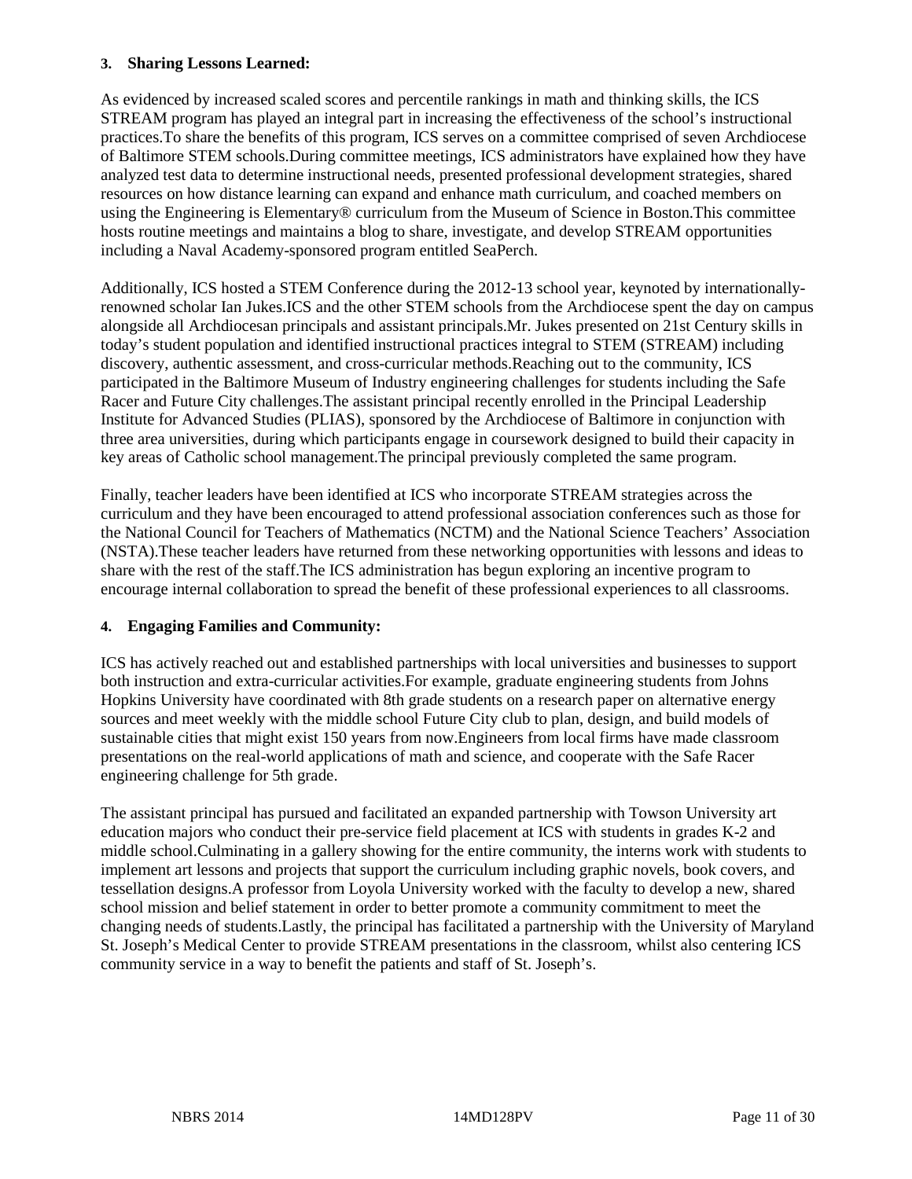### 3. Sharing Lessons Learned:

As evidenced by increased scaled scores and percentile rankings in math and thinking skills, the ICS STREAM program has played an integral part in increasing the effectiveness of the school's instructional practices.To share the benefits of this program, ICS serves on a committee comprised of seven Archdiocese of Baltimore STEM schools.During committee meetings, ICS administrators have explained how they have analyzed test data to determine instructional needs, presented professional development strategies, shared resources on how distance learning can expand and enhance math curriculum, and coached members on using the Engineering is Elementary® curriculum from the Museum of Science in Boston.This committee hosts routine meetings and maintains a blog to share, investigate, and develop STREAM opportunities including a Naval Academy-sponsored program entitled SeaPerch.

Additionally, ICS hosted a STEM Conference during the 2012-13 school year, keynoted by internationally-renowned scholar Ian Jukes.ICS and the other STEM schools from the Archdiocese spent the day on campus alongside all Archdiocesan principals and assistant principals.Mr. Jukes presented on 21st Century skills in today's student population and identified instructional practices integral to STEM (STREAM) including discovery, authentic assessment, and cross-curricular methods.Reaching out to the community, ICS participated in the Baltimore Museum of Industry engineering challenges for students including the Safe Racer and Future City challenges.The assistant principal recently enrolled in the Principal Leadership Institute for Advanced Studies (PLIAS), sponsored by the Archdiocese of Baltimore in conjunction with three area universities, during which participants engage in coursework designed to build their capacity in key areas of Catholic school management.The principal previously completed the same program.

Finally, teacher leaders have been identified at ICS who incorporate STREAM strategies across the curriculum and they have been encouraged to attend professional association conferences such as those for the National Council for Teachers of Mathematics (NCTM) and the National Science Teachers' Association (NSTA).These teacher leaders have returned from these networking opportunities with lessons and ideas to share with the rest of the staff.The ICS administration has begun exploring an incentive program to encourage internal collaboration to spread the benefit of these professional experiences to all classrooms.

### 4. Engaging Families and Community:

ICS has actively reached out and established partnerships with local universities and businesses to support both instruction and extra-curricular activities.For example, graduate engineering students from Johns Hopkins University have coordinated with 8th grade students on a research paper on alternative energy sources and meet weekly with the middle school Future City club to plan, design, and build models of sustainable cities that might exist 150 years from now.Engineers from local firms have made classroom presentations on the real-world applications of math and science, and cooperate with the Safe Racer engineering challenge for 5th grade.

The assistant principal has pursued and facilitated an expanded partnership with Towson University art education majors who conduct their pre-service field placement at ICS with students in grades K-2 and middle school.Culminating in a gallery showing for the entire community, the interns work with students to implement art lessons and projects that support the curriculum including graphic novels, book covers, and tessellation designs.A professor from Loyola University worked with the faculty to develop a new, shared school mission and belief statement in order to better promote a community commitment to meet the changing needs of students.Lastly, the principal has facilitated a partnership with the University of Maryland St. Joseph's Medical Center to provide STREAM presentations in the classroom, whilst also centering ICS community service in a way to benefit the patients and staff of St. Joseph's.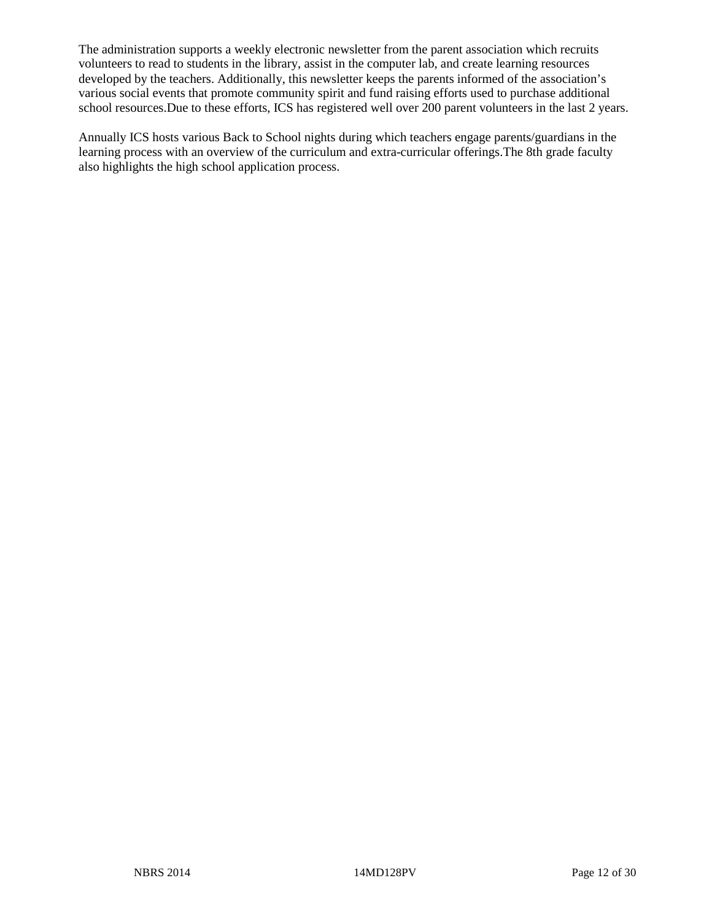The administration supports a weekly electronic newsletter from the parent association which recruits volunteers to read to students in the library, assist in the computer lab, and create learning resources developed by the teachers. Additionally, this newsletter keeps the parents informed of the association's various social events that promote community spirit and fund raising efforts used to purchase additional school resources.Due to these efforts, ICS has registered well over 200 parent volunteers in the last 2 years.

Annually ICS hosts various Back to School nights during which teachers engage parents/guardians in the learning process with an overview of the curriculum and extra-curricular offerings.The 8th grade faculty also highlights the high school application process.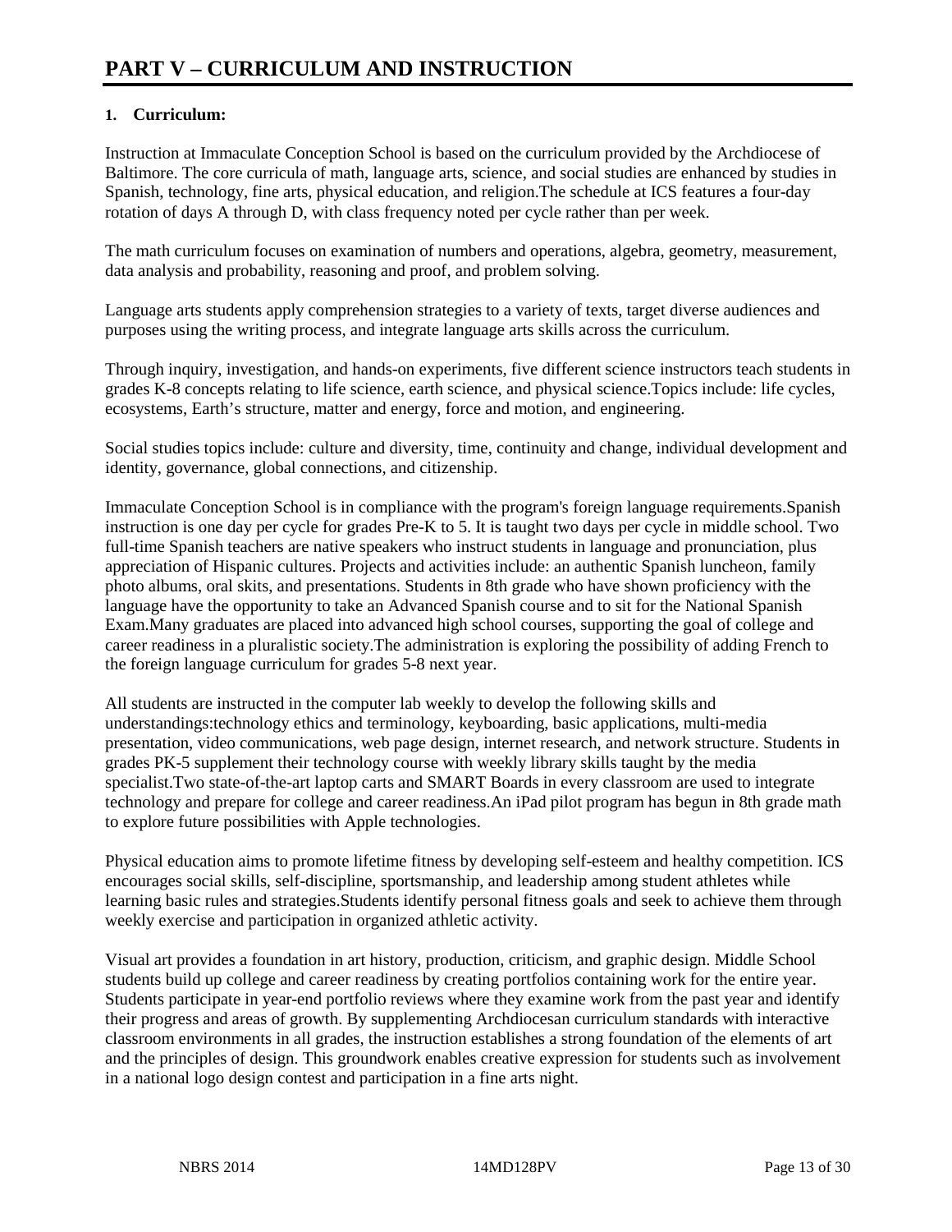# PART V – CURRICULUM AND INSTRUCTION

## 1. Curriculum:

Instruction at Immaculate Conception School is based on the curriculum provided by the Archdiocese of Baltimore. The core curricula of math, language arts, science, and social studies are enhanced by studies in Spanish, technology, fine arts, physical education, and religion.The schedule at ICS features a four-day rotation of days A through D, with class frequency noted per cycle rather than per week.

The math curriculum focuses on examination of numbers and operations, algebra, geometry, measurement, data analysis and probability, reasoning and proof, and problem solving.

Language arts students apply comprehension strategies to a variety of texts, target diverse audiences and purposes using the writing process, and integrate language arts skills across the curriculum.

Through inquiry, investigation, and hands-on experiments, five different science instructors teach students in grades K-8 concepts relating to life science, earth science, and physical science.Topics include: life cycles, ecosystems, Earth's structure, matter and energy, force and motion, and engineering.

Social studies topics include: culture and diversity, time, continuity and change, individual development and identity, governance, global connections, and citizenship.

Immaculate Conception School is in compliance with the program's foreign language requirements.Spanish instruction is one day per cycle for grades Pre-K to 5. It is taught two days per cycle in middle school. Two full-time Spanish teachers are native speakers who instruct students in language and pronunciation, plus appreciation of Hispanic cultures. Projects and activities include: an authentic Spanish luncheon, family photo albums, oral skits, and presentations. Students in 8th grade who have shown proficiency with the language have the opportunity to take an Advanced Spanish course and to sit for the National Spanish Exam.Many graduates are placed into advanced high school courses, supporting the goal of college and career readiness in a pluralistic society.The administration is exploring the possibility of adding French to the foreign language curriculum for grades 5-8 next year.

All students are instructed in the computer lab weekly to develop the following skills and understandings:technology ethics and terminology, keyboarding, basic applications, multi-media presentation, video communications, web page design, internet research, and network structure. Students in grades PK-5 supplement their technology course with weekly library skills taught by the media specialist.Two state-of-the-art laptop carts and SMART Boards in every classroom are used to integrate technology and prepare for college and career readiness.An iPad pilot program has begun in 8th grade math to explore future possibilities with Apple technologies.

Physical education aims to promote lifetime fitness by developing self-esteem and healthy competition. ICS encourages social skills, self-discipline, sportsmanship, and leadership among student athletes while learning basic rules and strategies.Students identify personal fitness goals and seek to achieve them through weekly exercise and participation in organized athletic activity.

Visual art provides a foundation in art history, production, criticism, and graphic design. Middle School students build up college and career readiness by creating portfolios containing work for the entire year. Students participate in year-end portfolio reviews where they examine work from the past year and identify their progress and areas of growth. By supplementing Archdiocesan curriculum standards with interactive classroom environments in all grades, the instruction establishes a strong foundation of the elements of art and the principles of design. This groundwork enables creative expression for students such as involvement in a national logo design contest and participation in a fine arts night.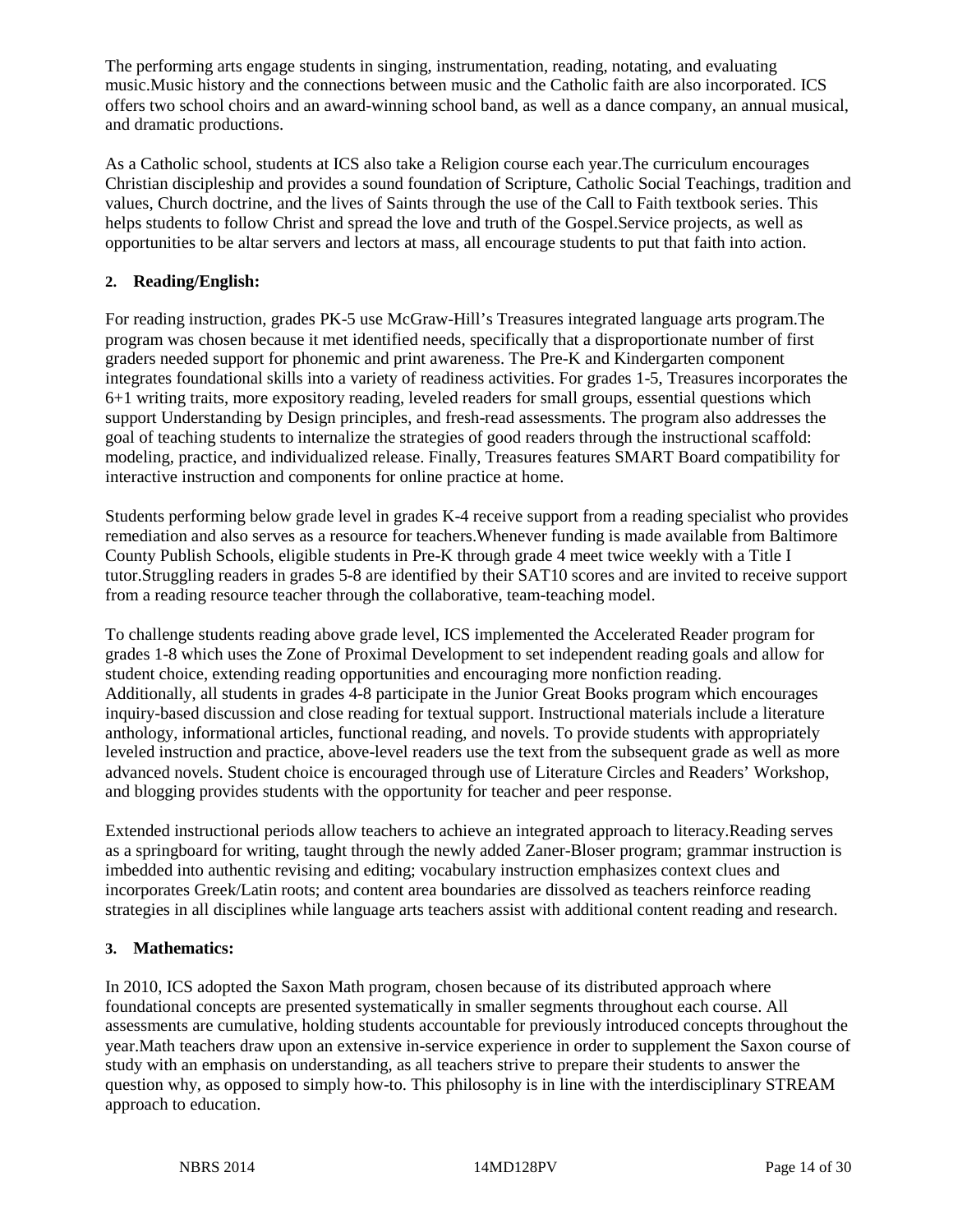The performing arts engage students in singing, instrumentation, reading, notating, and evaluating music.Music history and the connections between music and the Catholic faith are also incorporated. ICS offers two school choirs and an award-winning school band, as well as a dance company, an annual musical, and dramatic productions.

As a Catholic school, students at ICS also take a Religion course each year.The curriculum encourages Christian discipleship and provides a sound foundation of Scripture, Catholic Social Teachings, tradition and values, Church doctrine, and the lives of Saints through the use of the Call to Faith textbook series. This helps students to follow Christ and spread the love and truth of the Gospel.Service projects, as well as opportunities to be altar servers and lectors at mass, all encourage students to put that faith into action.

## 2. Reading/English:

For reading instruction, grades PK-5 use McGraw-Hill's Treasures integrated language arts program.The program was chosen because it met identified needs, specifically that a disproportionate number of first graders needed support for phonemic and print awareness. The Pre-K and Kindergarten component integrates foundational skills into a variety of readiness activities. For grades 1-5, Treasures incorporates the 6+1 writing traits, more expository reading, leveled readers for small groups, essential questions which support Understanding by Design principles, and fresh-read assessments. The program also addresses the goal of teaching students to internalize the strategies of good readers through the instructional scaffold: modeling, practice, and individualized release. Finally, Treasures features SMART Board compatibility for interactive instruction and components for online practice at home.

Students performing below grade level in grades K-4 receive support from a reading specialist who provides remediation and also serves as a resource for teachers.Whenever funding is made available from Baltimore County Publish Schools, eligible students in Pre-K through grade 4 meet twice weekly with a Title I tutor.Struggling readers in grades 5-8 are identified by their SAT10 scores and are invited to receive support from a reading resource teacher through the collaborative, team-teaching model.

To challenge students reading above grade level, ICS implemented the Accelerated Reader program for grades 1-8 which uses the Zone of Proximal Development to set independent reading goals and allow for student choice, extending reading opportunities and encouraging more nonfiction reading. Additionally, all students in grades 4-8 participate in the Junior Great Books program which encourages inquiry-based discussion and close reading for textual support. Instructional materials include a literature anthology, informational articles, functional reading, and novels. To provide students with appropriately leveled instruction and practice, above-level readers use the text from the subsequent grade as well as more advanced novels. Student choice is encouraged through use of Literature Circles and Readers' Workshop, and blogging provides students with the opportunity for teacher and peer response.

Extended instructional periods allow teachers to achieve an integrated approach to literacy.Reading serves as a springboard for writing, taught through the newly added Zaner-Bloser program; grammar instruction is imbedded into authentic revising and editing; vocabulary instruction emphasizes context clues and incorporates Greek/Latin roots; and content area boundaries are dissolved as teachers reinforce reading strategies in all disciplines while language arts teachers assist with additional content reading and research.

## 3. Mathematics:

In 2010, ICS adopted the Saxon Math program, chosen because of its distributed approach where foundational concepts are presented systematically in smaller segments throughout each course. All assessments are cumulative, holding students accountable for previously introduced concepts throughout the year.Math teachers draw upon an extensive in-service experience in order to supplement the Saxon course of study with an emphasis on understanding, as all teachers strive to prepare their students to answer the question why, as opposed to simply how-to. This philosophy is in line with the interdisciplinary STREAM approach to education.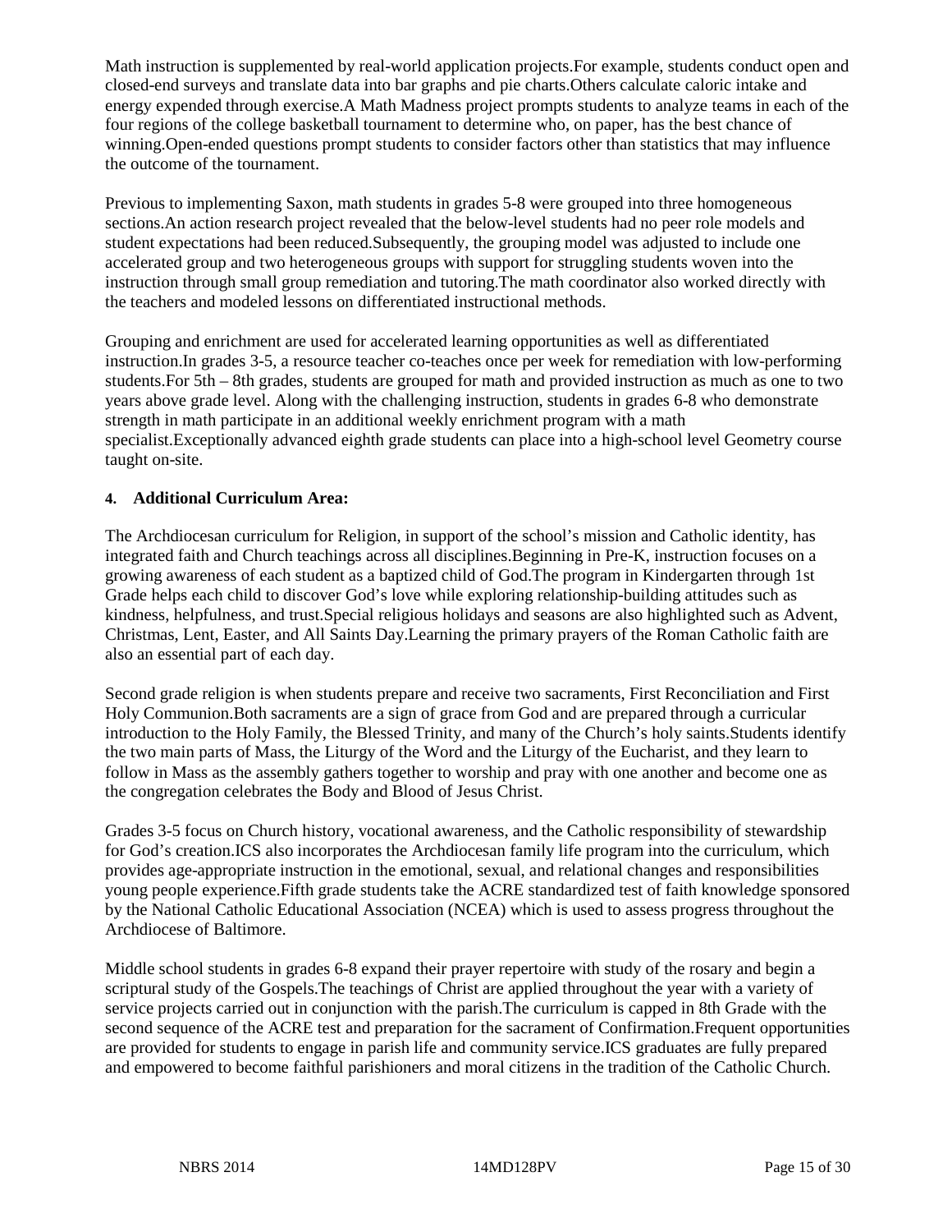Math instruction is supplemented by real-world application projects.For example, students conduct open and closed-end surveys and translate data into bar graphs and pie charts.Others calculate caloric intake and energy expended through exercise.A Math Madness project prompts students to analyze teams in each of the four regions of the college basketball tournament to determine who, on paper, has the best chance of winning.Open-ended questions prompt students to consider factors other than statistics that may influence the outcome of the tournament.

Previous to implementing Saxon, math students in grades 5-8 were grouped into three homogeneous sections.An action research project revealed that the below-level students had no peer role models and student expectations had been reduced.Subsequently, the grouping model was adjusted to include one accelerated group and two heterogeneous groups with support for struggling students woven into the instruction through small group remediation and tutoring.The math coordinator also worked directly with the teachers and modeled lessons on differentiated instructional methods.

Grouping and enrichment are used for accelerated learning opportunities as well as differentiated instruction.In grades 3-5, a resource teacher co-teaches once per week for remediation with low-performing students.For 5th – 8th grades, students are grouped for math and provided instruction as much as one to two years above grade level. Along with the challenging instruction, students in grades 6-8 who demonstrate strength in math participate in an additional weekly enrichment program with a math specialist.Exceptionally advanced eighth grade students can place into a high-school level Geometry course taught on-site.

**4. Additional Curriculum Area:**

The Archdiocesan curriculum for Religion, in support of the school's mission and Catholic identity, has integrated faith and Church teachings across all disciplines.Beginning in Pre-K, instruction focuses on a growing awareness of each student as a baptized child of God.The program in Kindergarten through 1st Grade helps each child to discover God's love while exploring relationship-building attitudes such as kindness, helpfulness, and trust.Special religious holidays and seasons are also highlighted such as Advent, Christmas, Lent, Easter, and All Saints Day.Learning the primary prayers of the Roman Catholic faith are also an essential part of each day.

Second grade religion is when students prepare and receive two sacraments, First Reconciliation and First Holy Communion.Both sacraments are a sign of grace from God and are prepared through a curricular introduction to the Holy Family, the Blessed Trinity, and many of the Church's holy saints.Students identify the two main parts of Mass, the Liturgy of the Word and the Liturgy of the Eucharist, and they learn to follow in Mass as the assembly gathers together to worship and pray with one another and become one as the congregation celebrates the Body and Blood of Jesus Christ.

Grades 3-5 focus on Church history, vocational awareness, and the Catholic responsibility of stewardship for God's creation.ICS also incorporates the Archdiocesan family life program into the curriculum, which provides age-appropriate instruction in the emotional, sexual, and relational changes and responsibilities young people experience.Fifth grade students take the ACRE standardized test of faith knowledge sponsored by the National Catholic Educational Association (NCEA) which is used to assess progress throughout the Archdiocese of Baltimore.

Middle school students in grades 6-8 expand their prayer repertoire with study of the rosary and begin a scriptural study of the Gospels.The teachings of Christ are applied throughout the year with a variety of service projects carried out in conjunction with the parish.The curriculum is capped in 8th Grade with the second sequence of the ACRE test and preparation for the sacrament of Confirmation.Frequent opportunities are provided for students to engage in parish life and community service.ICS graduates are fully prepared and empowered to become faithful parishioners and moral citizens in the tradition of the Catholic Church.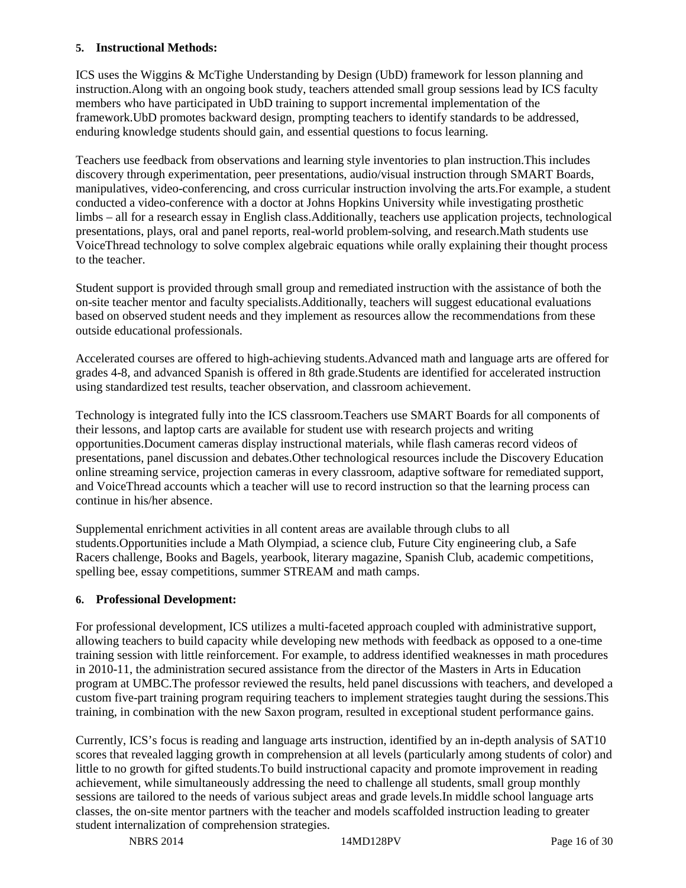#### 5. Instructional Methods:

ICS uses the Wiggins & McTighe Understanding by Design (UbD) framework for lesson planning and instruction.Along with an ongoing book study, teachers attended small group sessions lead by ICS faculty members who have participated in UbD training to support incremental implementation of the framework.UbD promotes backward design, prompting teachers to identify standards to be addressed, enduring knowledge students should gain, and essential questions to focus learning.

Teachers use feedback from observations and learning style inventories to plan instruction.This includes discovery through experimentation, peer presentations, audio/visual instruction through SMART Boards, manipulatives, video-conferencing, and cross curricular instruction involving the arts.For example, a student conducted a video-conference with a doctor at Johns Hopkins University while investigating prosthetic limbs – all for a research essay in English class.Additionally, teachers use application projects, technological presentations, plays, oral and panel reports, real-world problem-solving, and research.Math students use VoiceThread technology to solve complex algebraic equations while orally explaining their thought process to the teacher.

Student support is provided through small group and remediated instruction with the assistance of both the on-site teacher mentor and faculty specialists.Additionally, teachers will suggest educational evaluations based on observed student needs and they implement as resources allow the recommendations from these outside educational professionals.

Accelerated courses are offered to high-achieving students.Advanced math and language arts are offered for grades 4-8, and advanced Spanish is offered in 8th grade.Students are identified for accelerated instruction using standardized test results, teacher observation, and classroom achievement.

Technology is integrated fully into the ICS classroom.Teachers use SMART Boards for all components of their lessons, and laptop carts are available for student use with research projects and writing opportunities.Document cameras display instructional materials, while flash cameras record videos of presentations, panel discussion and debates.Other technological resources include the Discovery Education online streaming service, projection cameras in every classroom, adaptive software for remediated support, and VoiceThread accounts which a teacher will use to record instruction so that the learning process can continue in his/her absence.

Supplemental enrichment activities in all content areas are available through clubs to all students.Opportunities include a Math Olympiad, a science club, Future City engineering club, a Safe Racers challenge, Books and Bagels, yearbook, literary magazine, Spanish Club, academic competitions, spelling bee, essay competitions, summer STREAM and math camps.

#### 6. Professional Development:

For professional development, ICS utilizes a multi-faceted approach coupled with administrative support, allowing teachers to build capacity while developing new methods with feedback as opposed to a one-time training session with little reinforcement. For example, to address identified weaknesses in math procedures in 2010-11, the administration secured assistance from the director of the Masters in Arts in Education program at UMBC.The professor reviewed the results, held panel discussions with teachers, and developed a custom five-part training program requiring teachers to implement strategies taught during the sessions.This training, in combination with the new Saxon program, resulted in exceptional student performance gains.

Currently, ICS's focus is reading and language arts instruction, identified by an in-depth analysis of SAT10 scores that revealed lagging growth in comprehension at all levels (particularly among students of color) and little to no growth for gifted students.To build instructional capacity and promote improvement in reading achievement, while simultaneously addressing the need to challenge all students, small group monthly sessions are tailored to the needs of various subject areas and grade levels.In middle school language arts classes, the on-site mentor partners with the teacher and models scaffolded instruction leading to greater student internalization of comprehension strategies.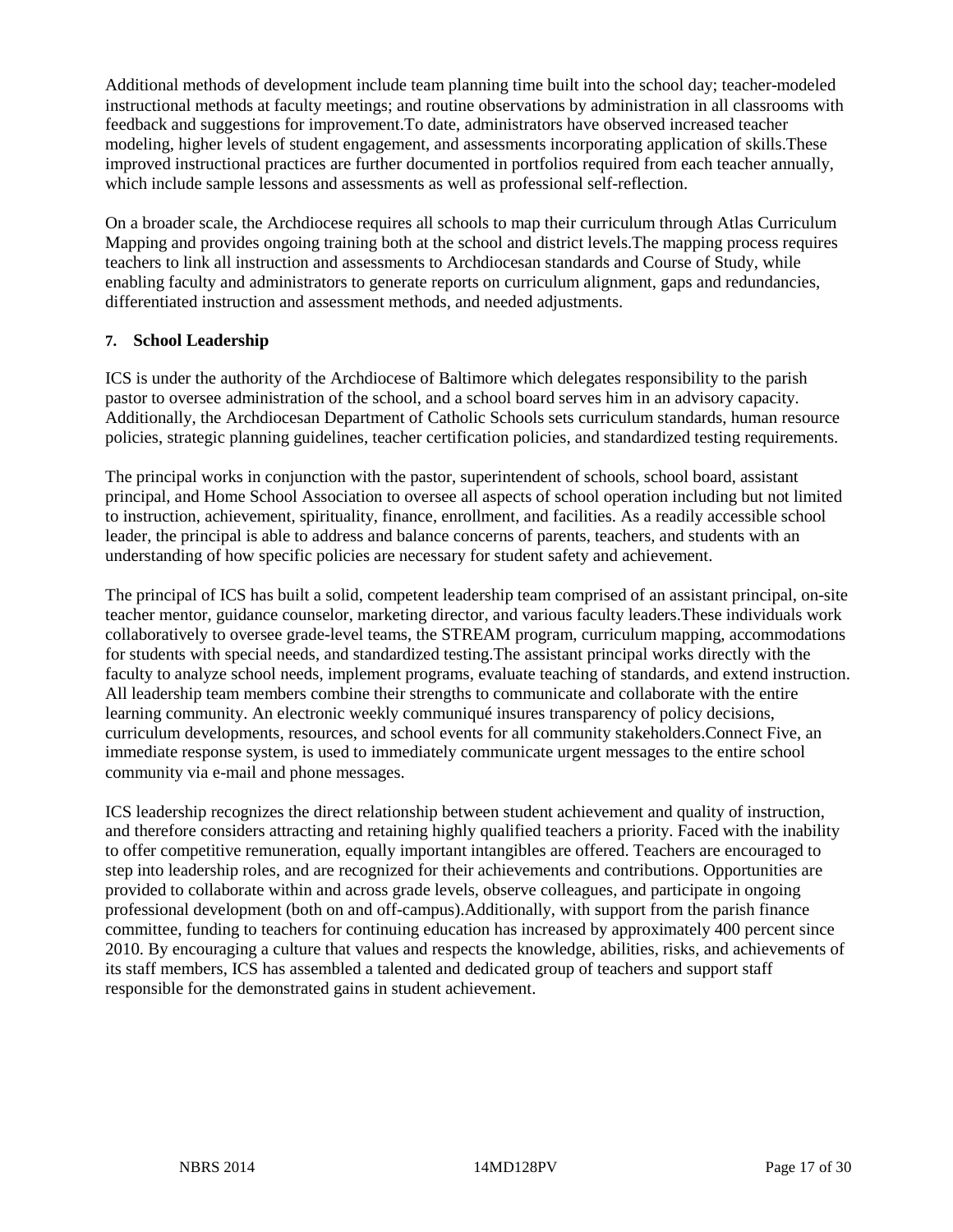Additional methods of development include team planning time built into the school day; teacher-modeled instructional methods at faculty meetings; and routine observations by administration in all classrooms with feedback and suggestions for improvement.To date, administrators have observed increased teacher modeling, higher levels of student engagement, and assessments incorporating application of skills.These improved instructional practices are further documented in portfolios required from each teacher annually, which include sample lessons and assessments as well as professional self-reflection.

On a broader scale, the Archdiocese requires all schools to map their curriculum through Atlas Curriculum Mapping and provides ongoing training both at the school and district levels.The mapping process requires teachers to link all instruction and assessments to Archdiocesan standards and Course of Study, while enabling faculty and administrators to generate reports on curriculum alignment, gaps and redundancies, differentiated instruction and assessment methods, and needed adjustments.

### 7. School Leadership

ICS is under the authority of the Archdiocese of Baltimore which delegates responsibility to the parish pastor to oversee administration of the school, and a school board serves him in an advisory capacity. Additionally, the Archdiocesan Department of Catholic Schools sets curriculum standards, human resource policies, strategic planning guidelines, teacher certification policies, and standardized testing requirements.

The principal works in conjunction with the pastor, superintendent of schools, school board, assistant principal, and Home School Association to oversee all aspects of school operation including but not limited to instruction, achievement, spirituality, finance, enrollment, and facilities. As a readily accessible school leader, the principal is able to address and balance concerns of parents, teachers, and students with an understanding of how specific policies are necessary for student safety and achievement.

The principal of ICS has built a solid, competent leadership team comprised of an assistant principal, on-site teacher mentor, guidance counselor, marketing director, and various faculty leaders.These individuals work collaboratively to oversee grade-level teams, the STREAM program, curriculum mapping, accommodations for students with special needs, and standardized testing.The assistant principal works directly with the faculty to analyze school needs, implement programs, evaluate teaching of standards, and extend instruction. All leadership team members combine their strengths to communicate and collaborate with the entire learning community. An electronic weekly communiqué insures transparency of policy decisions, curriculum developments, resources, and school events for all community stakeholders.Connect Five, an immediate response system, is used to immediately communicate urgent messages to the entire school community via e-mail and phone messages.

ICS leadership recognizes the direct relationship between student achievement and quality of instruction, and therefore considers attracting and retaining highly qualified teachers a priority. Faced with the inability to offer competitive remuneration, equally important intangibles are offered. Teachers are encouraged to step into leadership roles, and are recognized for their achievements and contributions. Opportunities are provided to collaborate within and across grade levels, observe colleagues, and participate in ongoing professional development (both on and off-campus).Additionally, with support from the parish finance committee, funding to teachers for continuing education has increased by approximately 400 percent since 2010. By encouraging a culture that values and respects the knowledge, abilities, risks, and achievements of its staff members, ICS has assembled a talented and dedicated group of teachers and support staff responsible for the demonstrated gains in student achievement.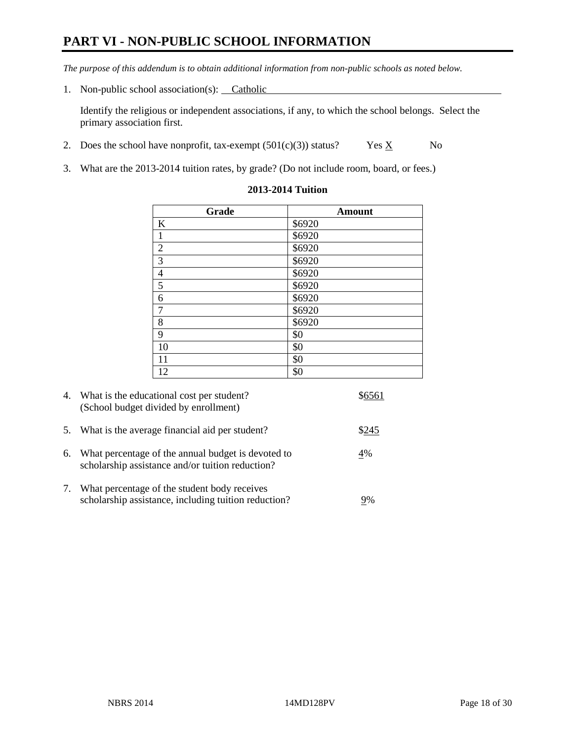# PART VI - NON-PUBLIC SCHOOL INFORMATION

*The purpose of this addendum is to obtain additional information from non-public schools as noted below.*

1. Non-public school association(s): Catholic

   Identify the religious or independent associations, if any, to which the school belongs. Select the primary association first.

2. Does the school have nonprofit, tax-exempt (501(c)(3)) status? Yes X No

3. What are the 2013-2014 tuition rates, by grade? (Do not include room, board, or fees.)

**2013-2014 Tuition**

| Grade | Amount |
|---|---|
| K | $6920 |
| 1 | $6920 |
| 2 | $6920 |
| 3 | $6920 |
| 4 | $6920 |
| 5 | $6920 |
| 6 | $6920 |
| 7 | $6920 |
| 8 | $6920 |
| 9 | $0 |
| 10 | $0 |
| 11 | $0 |
| 12 | $0 |

4. What is the educational cost per student? (School budget divided by enrollment) $6561

5. What is the average financial aid per student? $245

6. What percentage of the annual budget is devoted to scholarship assistance and/or tuition reduction? 4%

7. What percentage of the student body receives scholarship assistance, including tuition reduction? 9%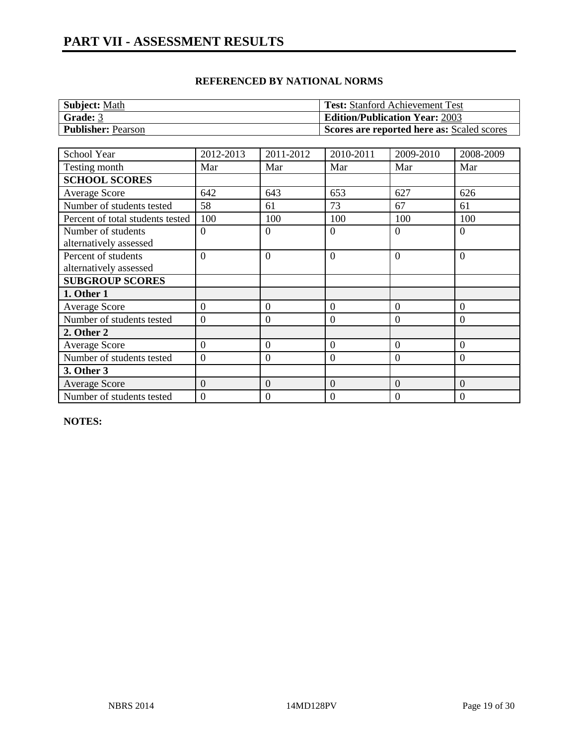# PART VII - ASSESSMENT RESULTS

### REFERENCED BY NATIONAL NORMS

| **Subject:** Math | **Test:** Stanford Achievement Test |
|---|---|
| **Grade:** 3 | **Edition/Publication Year:** 2003 |
| **Publisher:** Pearson | **Scores are reported here as:** Scaled scores |

| School Year | 2012-2013 | 2011-2012 | 2010-2011 | 2009-2010 | 2008-2009 |
|---|---|---|---|---|---|
| Testing month | Mar | Mar | Mar | Mar | Mar |
| **SCHOOL SCORES** | | | | | |
| Average Score | 642 | 643 | 653 | 627 | 626 |
| Number of students tested | 58 | 61 | 73 | 67 | 61 |
| Percent of total students tested | 100 | 100 | 100 | 100 | 100 |
| Number of students alternatively assessed | 0 | 0 | 0 | 0 | 0 |
| Percent of students alternatively assessed | 0 | 0 | 0 | 0 | 0 |
| **SUBGROUP SCORES** | | | | | |
| **1. Other 1** | | | | | |
| Average Score | 0 | 0 | 0 | 0 | 0 |
| Number of students tested | 0 | 0 | 0 | 0 | 0 |
| **2. Other 2** | | | | | |
| Average Score | 0 | 0 | 0 | 0 | 0 |
| Number of students tested | 0 | 0 | 0 | 0 | 0 |
| **3. Other 3** | | | | | |
| Average Score | 0 | 0 | 0 | 0 | 0 |
| Number of students tested | 0 | 0 | 0 | 0 | 0 |

**NOTES:**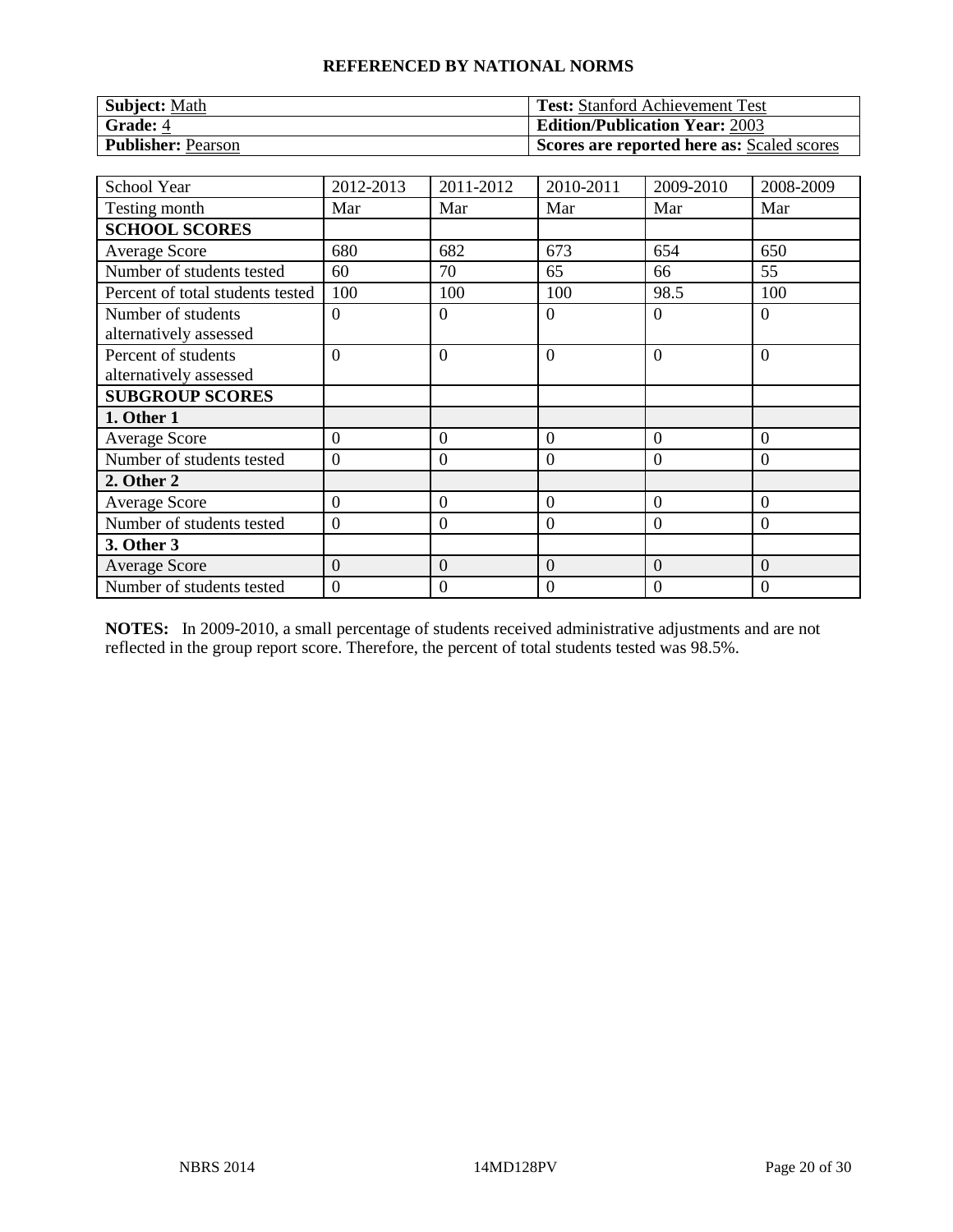## REFERENCED BY NATIONAL NORMS

| **Subject:** Math | **Test:** Stanford Achievement Test |
|---|---|
| **Grade:** 4 | **Edition/Publication Year:** 2003 |
| **Publisher:** Pearson | **Scores are reported here as:** Scaled scores |

| School Year | 2012-2013 | 2011-2012 | 2010-2011 | 2009-2010 | 2008-2009 |
|---|---|---|---|---|---|
| Testing month | Mar | Mar | Mar | Mar | Mar |
| **SCHOOL SCORES** | | | | | |
| Average Score | 680 | 682 | 673 | 654 | 650 |
| Number of students tested | 60 | 70 | 65 | 66 | 55 |
| Percent of total students tested | 100 | 100 | 100 | 98.5 | 100 |
| Number of students alternatively assessed | 0 | 0 | 0 | 0 | 0 |
| Percent of students alternatively assessed | 0 | 0 | 0 | 0 | 0 |
| **SUBGROUP SCORES** | | | | | |
| **1. Other 1** | | | | | |
| Average Score | 0 | 0 | 0 | 0 | 0 |
| Number of students tested | 0 | 0 | 0 | 0 | 0 |
| **2. Other 2** | | | | | |
| Average Score | 0 | 0 | 0 | 0 | 0 |
| Number of students tested | 0 | 0 | 0 | 0 | 0 |
| **3. Other 3** | | | | | |
| Average Score | 0 | 0 | 0 | 0 | 0 |
| Number of students tested | 0 | 0 | 0 | 0 | 0 |

**NOTES:** In 2009-2010, a small percentage of students received administrative adjustments and are not reflected in the group report score. Therefore, the percent of total students tested was 98.5%.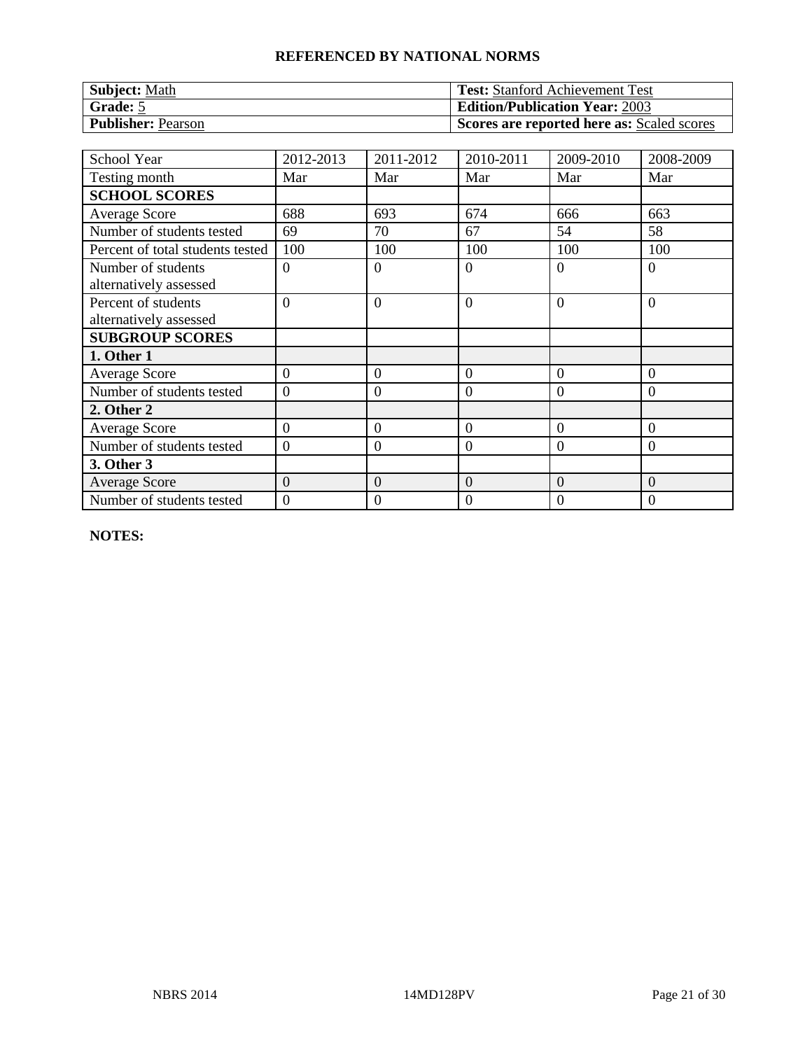## REFERENCED BY NATIONAL NORMS

| **Subject:** Math | **Test:** Stanford Achievement Test |
|---|---|
| **Grade:** 5 | **Edition/Publication Year:** 2003 |
| **Publisher:** Pearson | **Scores are reported here as:** Scaled scores |

| School Year | 2012-2013 | 2011-2012 | 2010-2011 | 2009-2010 | 2008-2009 |
|---|---|---|---|---|---|
| Testing month | Mar | Mar | Mar | Mar | Mar |
| **SCHOOL SCORES** | | | | | |
| Average Score | 688 | 693 | 674 | 666 | 663 |
| Number of students tested | 69 | 70 | 67 | 54 | 58 |
| Percent of total students tested | 100 | 100 | 100 | 100 | 100 |
| Number of students alternatively assessed | 0 | 0 | 0 | 0 | 0 |
| Percent of students alternatively assessed | 0 | 0 | 0 | 0 | 0 |
| **SUBGROUP SCORES** | | | | | |
| **1. Other 1** | | | | | |
| Average Score | 0 | 0 | 0 | 0 | 0 |
| Number of students tested | 0 | 0 | 0 | 0 | 0 |
| **2. Other 2** | | | | | |
| Average Score | 0 | 0 | 0 | 0 | 0 |
| Number of students tested | 0 | 0 | 0 | 0 | 0 |
| **3. Other 3** | | | | | |
| Average Score | 0 | 0 | 0 | 0 | 0 |
| Number of students tested | 0 | 0 | 0 | 0 | 0 |

**NOTES:**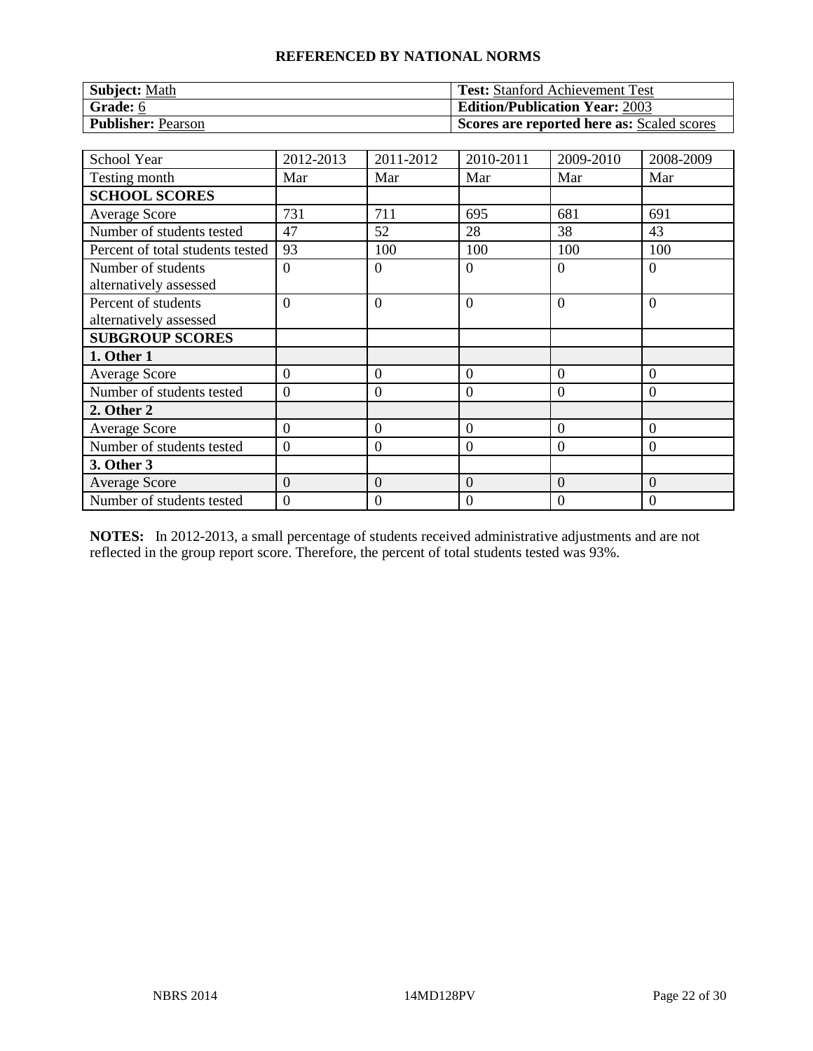## REFERENCED BY NATIONAL NORMS

| **Subject:** Math | **Test:** Stanford Achievement Test |
|---|---|
| **Grade:** 6 | **Edition/Publication Year:** 2003 |
| **Publisher:** Pearson | **Scores are reported here as:** Scaled scores |

| School Year | 2012-2013 | 2011-2012 | 2010-2011 | 2009-2010 | 2008-2009 |
|---|---|---|---|---|---|
| Testing month | Mar | Mar | Mar | Mar | Mar |
| **SCHOOL SCORES** | | | | | |
| Average Score | 731 | 711 | 695 | 681 | 691 |
| Number of students tested | 47 | 52 | 28 | 38 | 43 |
| Percent of total students tested | 93 | 100 | 100 | 100 | 100 |
| Number of students alternatively assessed | 0 | 0 | 0 | 0 | 0 |
| Percent of students alternatively assessed | 0 | 0 | 0 | 0 | 0 |
| **SUBGROUP SCORES** | | | | | |
| **1. Other 1** | | | | | |
| Average Score | 0 | 0 | 0 | 0 | 0 |
| Number of students tested | 0 | 0 | 0 | 0 | 0 |
| **2. Other 2** | | | | | |
| Average Score | 0 | 0 | 0 | 0 | 0 |
| Number of students tested | 0 | 0 | 0 | 0 | 0 |
| **3. Other 3** | | | | | |
| Average Score | 0 | 0 | 0 | 0 | 0 |
| Number of students tested | 0 | 0 | 0 | 0 | 0 |

**NOTES:** In 2012-2013, a small percentage of students received administrative adjustments and are not reflected in the group report score. Therefore, the percent of total students tested was 93%.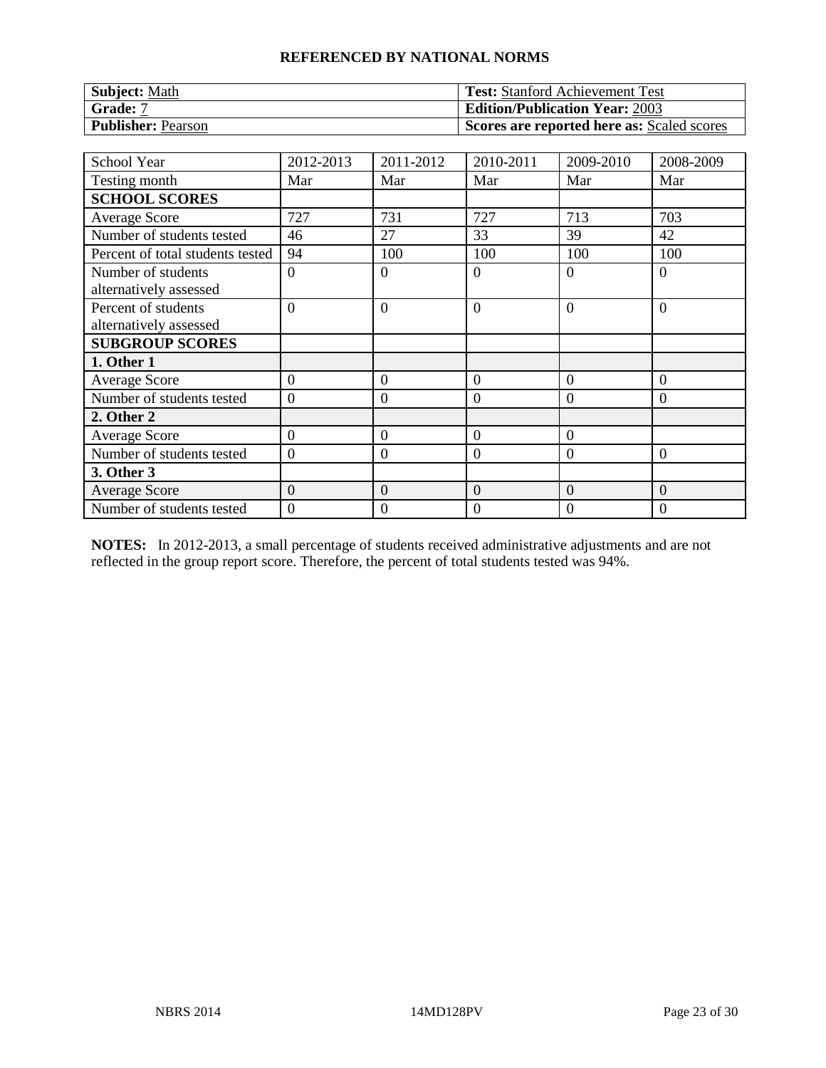**REFERENCED BY NATIONAL NORMS**

| **Subject:** Math | **Test:** Stanford Achievement Test |
|---|---|
| **Grade:** 7 | **Edition/Publication Year:** 2003 |
| **Publisher:** Pearson | **Scores are reported here as:** Scaled scores |

| School Year | 2012-2013 | 2011-2012 | 2010-2011 | 2009-2010 | 2008-2009 |
|---|---|---|---|---|---|
| Testing month | Mar | Mar | Mar | Mar | Mar |
| **SCHOOL SCORES** | | | | | |
| Average Score | 727 | 731 | 727 | 713 | 703 |
| Number of students tested | 46 | 27 | 33 | 39 | 42 |
| Percent of total students tested | 94 | 100 | 100 | 100 | 100 |
| Number of students alternatively assessed | 0 | 0 | 0 | 0 | 0 |
| Percent of students alternatively assessed | 0 | 0 | 0 | 0 | 0 |
| **SUBGROUP SCORES** | | | | | |
| **1. Other 1** | | | | | |
| Average Score | 0 | 0 | 0 | 0 | 0 |
| Number of students tested | 0 | 0 | 0 | 0 | 0 |
| **2. Other 2** | | | | | |
| Average Score | 0 | 0 | 0 | 0 | |
| Number of students tested | 0 | 0 | 0 | 0 | 0 |
| **3. Other 3** | | | | | |
| Average Score | 0 | 0 | 0 | 0 | 0 |
| Number of students tested | 0 | 0 | 0 | 0 | 0 |

**NOTES:** In 2012-2013, a small percentage of students received administrative adjustments and are not reflected in the group report score. Therefore, the percent of total students tested was 94%.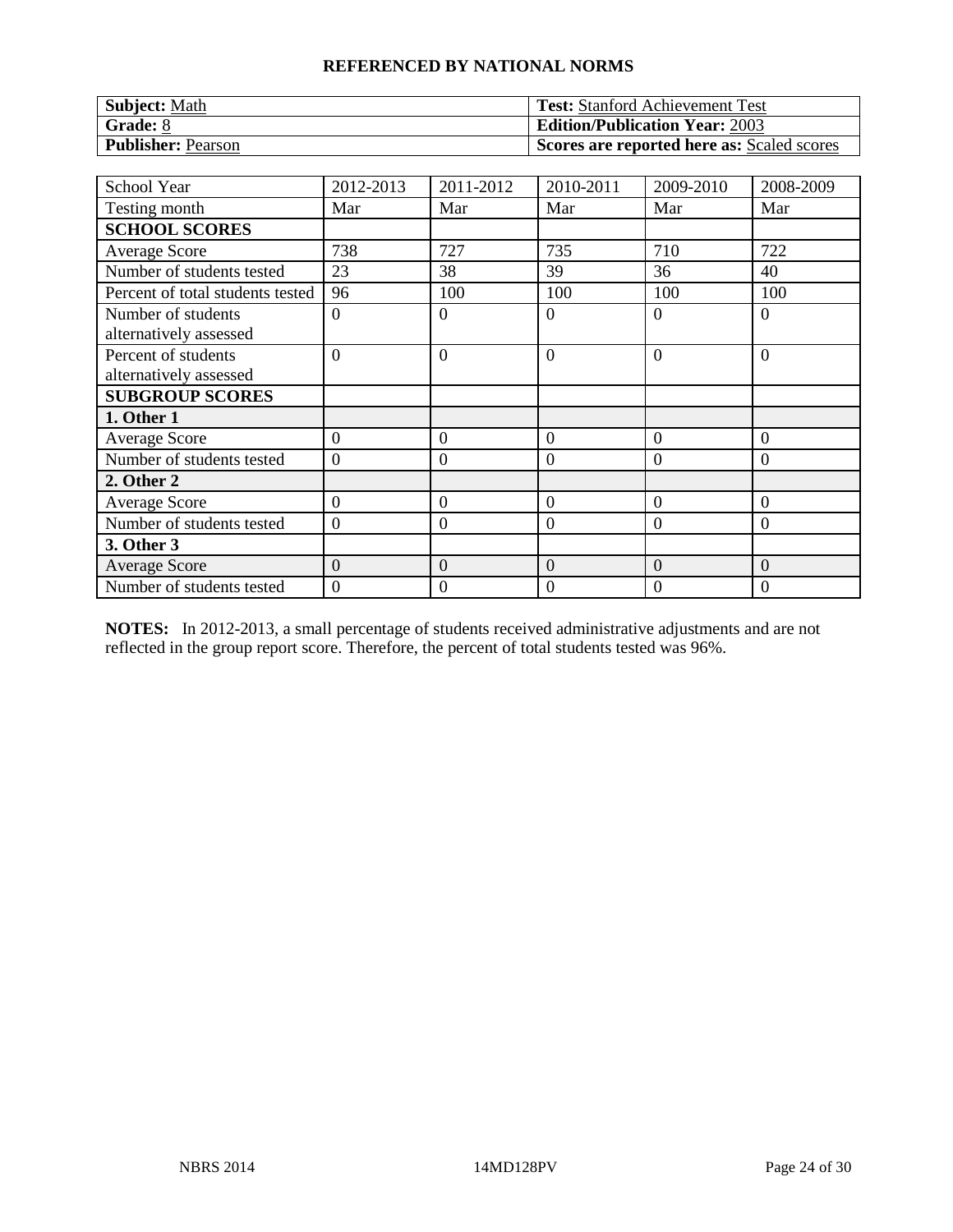## REFERENCED BY NATIONAL NORMS

| **Subject:** Math | **Test:** Stanford Achievement Test |
|---|---|
| **Grade:** 8 | **Edition/Publication Year:** 2003 |
| **Publisher:** Pearson | **Scores are reported here as:** Scaled scores |

| School Year | 2012-2013 | 2011-2012 | 2010-2011 | 2009-2010 | 2008-2009 |
|---|---|---|---|---|---|
| Testing month | Mar | Mar | Mar | Mar | Mar |
| **SCHOOL SCORES** | | | | | |
| Average Score | 738 | 727 | 735 | 710 | 722 |
| Number of students tested | 23 | 38 | 39 | 36 | 40 |
| Percent of total students tested | 96 | 100 | 100 | 100 | 100 |
| Number of students alternatively assessed | 0 | 0 | 0 | 0 | 0 |
| Percent of students alternatively assessed | 0 | 0 | 0 | 0 | 0 |
| **SUBGROUP SCORES** | | | | | |
| **1. Other 1** | | | | | |
| Average Score | 0 | 0 | 0 | 0 | 0 |
| Number of students tested | 0 | 0 | 0 | 0 | 0 |
| **2. Other 2** | | | | | |
| Average Score | 0 | 0 | 0 | 0 | 0 |
| Number of students tested | 0 | 0 | 0 | 0 | 0 |
| **3. Other 3** | | | | | |
| Average Score | 0 | 0 | 0 | 0 | 0 |
| Number of students tested | 0 | 0 | 0 | 0 | 0 |

**NOTES:** In 2012-2013, a small percentage of students received administrative adjustments and are not reflected in the group report score. Therefore, the percent of total students tested was 96%.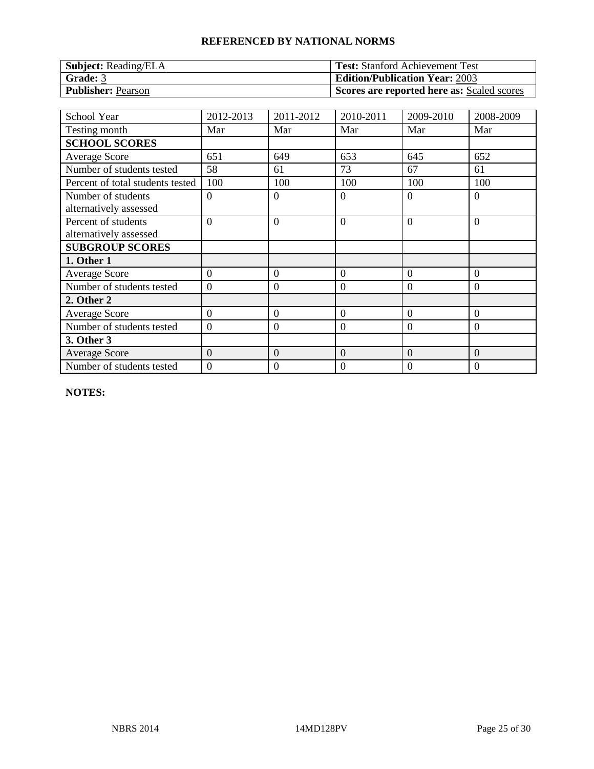## REFERENCED BY NATIONAL NORMS

| | |
|---|---|
| **Subject:** Reading/ELA | **Test:** Stanford Achievement Test |
| **Grade:** 3 | **Edition/Publication Year:** 2003 |
| **Publisher:** Pearson | **Scores are reported here as:** Scaled scores |

| School Year | 2012-2013 | 2011-2012 | 2010-2011 | 2009-2010 | 2008-2009 |
|---|---|---|---|---|---|
| Testing month | Mar | Mar | Mar | Mar | Mar |
| **SCHOOL SCORES** | | | | | |
| Average Score | 651 | 649 | 653 | 645 | 652 |
| Number of students tested | 58 | 61 | 73 | 67 | 61 |
| Percent of total students tested | 100 | 100 | 100 | 100 | 100 |
| Number of students alternatively assessed | 0 | 0 | 0 | 0 | 0 |
| Percent of students alternatively assessed | 0 | 0 | 0 | 0 | 0 |
| **SUBGROUP SCORES** | | | | | |
| **1. Other 1** | | | | | |
| Average Score | 0 | 0 | 0 | 0 | 0 |
| Number of students tested | 0 | 0 | 0 | 0 | 0 |
| **2. Other 2** | | | | | |
| Average Score | 0 | 0 | 0 | 0 | 0 |
| Number of students tested | 0 | 0 | 0 | 0 | 0 |
| **3. Other 3** | | | | | |
| Average Score | 0 | 0 | 0 | 0 | 0 |
| Number of students tested | 0 | 0 | 0 | 0 | 0 |

**NOTES:**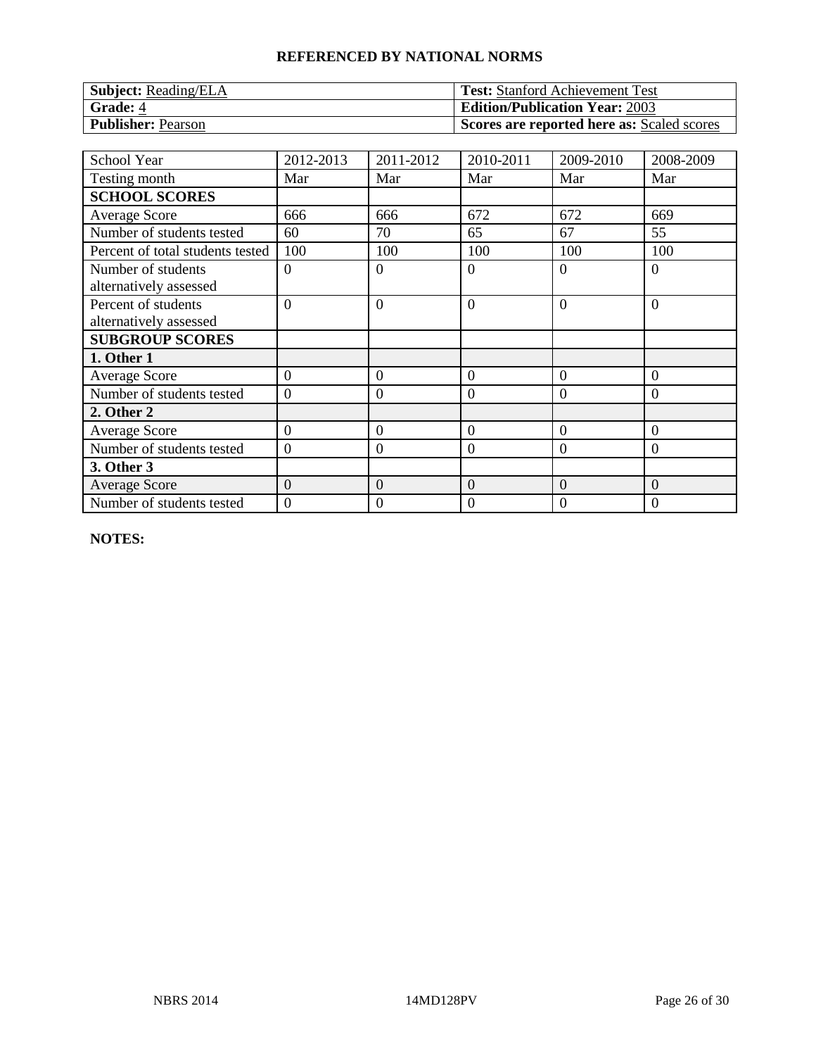## REFERENCED BY NATIONAL NORMS

| **Subject:** Reading/ELA | **Test:** Stanford Achievement Test |
|---|---|
| **Grade:** 4 | **Edition/Publication Year:** 2003 |
| **Publisher:** Pearson | **Scores are reported here as:** Scaled scores |

| School Year | 2012-2013 | 2011-2012 | 2010-2011 | 2009-2010 | 2008-2009 |
|---|---|---|---|---|---|
| Testing month | Mar | Mar | Mar | Mar | Mar |
| **SCHOOL SCORES** | | | | | |
| Average Score | 666 | 666 | 672 | 672 | 669 |
| Number of students tested | 60 | 70 | 65 | 67 | 55 |
| Percent of total students tested | 100 | 100 | 100 | 100 | 100 |
| Number of students alternatively assessed | 0 | 0 | 0 | 0 | 0 |
| Percent of students alternatively assessed | 0 | 0 | 0 | 0 | 0 |
| **SUBGROUP SCORES** | | | | | |
| **1. Other 1** | | | | | |
| Average Score | 0 | 0 | 0 | 0 | 0 |
| Number of students tested | 0 | 0 | 0 | 0 | 0 |
| **2. Other 2** | | | | | |
| Average Score | 0 | 0 | 0 | 0 | 0 |
| Number of students tested | 0 | 0 | 0 | 0 | 0 |
| **3. Other 3** | | | | | |
| Average Score | 0 | 0 | 0 | 0 | 0 |
| Number of students tested | 0 | 0 | 0 | 0 | 0 |

**NOTES:**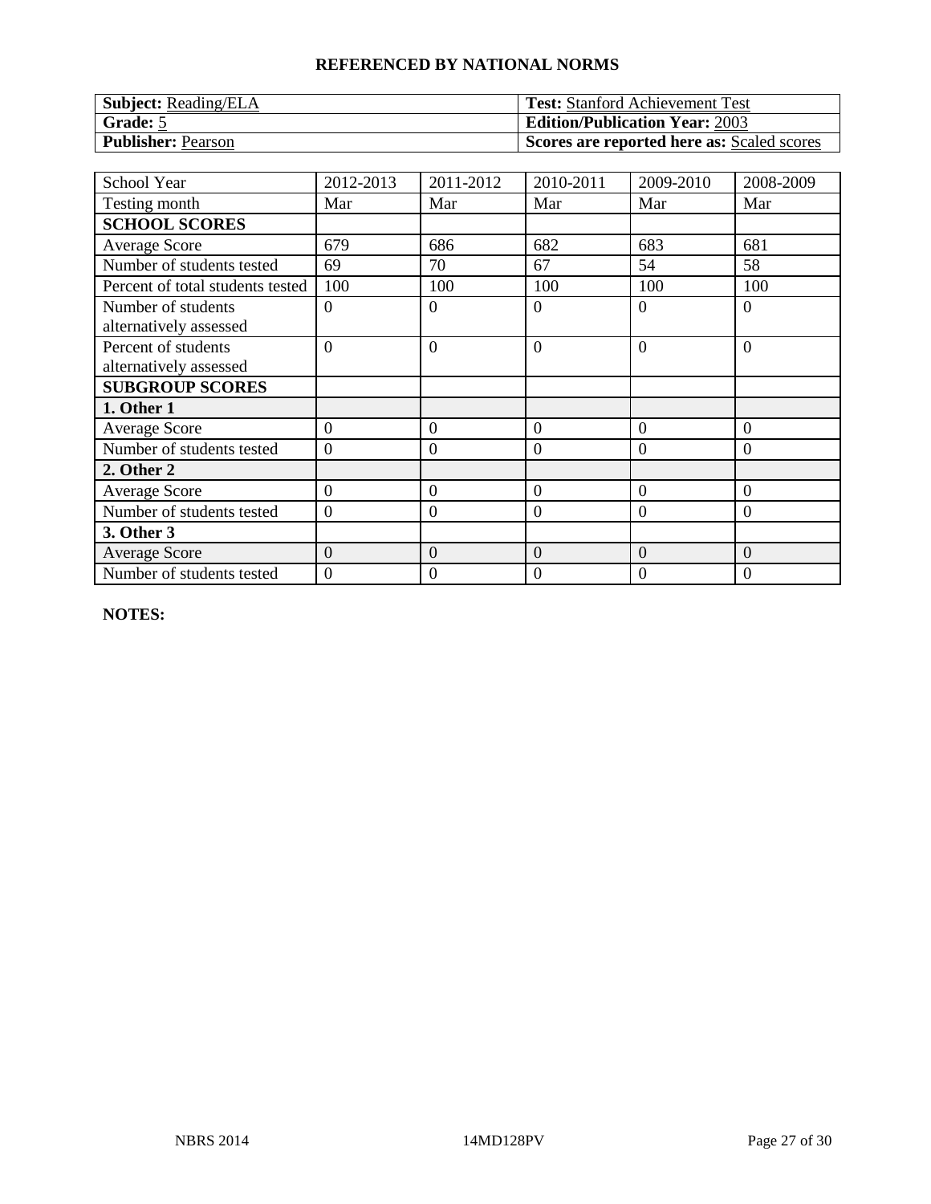**REFERENCED BY NATIONAL NORMS**

| **Subject:** Reading/ELA | **Test:** Stanford Achievement Test |
|---|---|
| **Grade:** 5 | **Edition/Publication Year:** 2003 |
| **Publisher:** Pearson | **Scores are reported here as:** Scaled scores |

| School Year | 2012-2013 | 2011-2012 | 2010-2011 | 2009-2010 | 2008-2009 |
|---|---|---|---|---|---|
| Testing month | Mar | Mar | Mar | Mar | Mar |
| **SCHOOL SCORES** | | | | | |
| Average Score | 679 | 686 | 682 | 683 | 681 |
| Number of students tested | 69 | 70 | 67 | 54 | 58 |
| Percent of total students tested | 100 | 100 | 100 | 100 | 100 |
| Number of students alternatively assessed | 0 | 0 | 0 | 0 | 0 |
| Percent of students alternatively assessed | 0 | 0 | 0 | 0 | 0 |
| **SUBGROUP SCORES** | | | | | |
| **1. Other 1** | | | | | |
| Average Score | 0 | 0 | 0 | 0 | 0 |
| Number of students tested | 0 | 0 | 0 | 0 | 0 |
| **2. Other 2** | | | | | |
| Average Score | 0 | 0 | 0 | 0 | 0 |
| Number of students tested | 0 | 0 | 0 | 0 | 0 |
| **3. Other 3** | | | | | |
| Average Score | 0 | 0 | 0 | 0 | 0 |
| Number of students tested | 0 | 0 | 0 | 0 | 0 |

**NOTES:**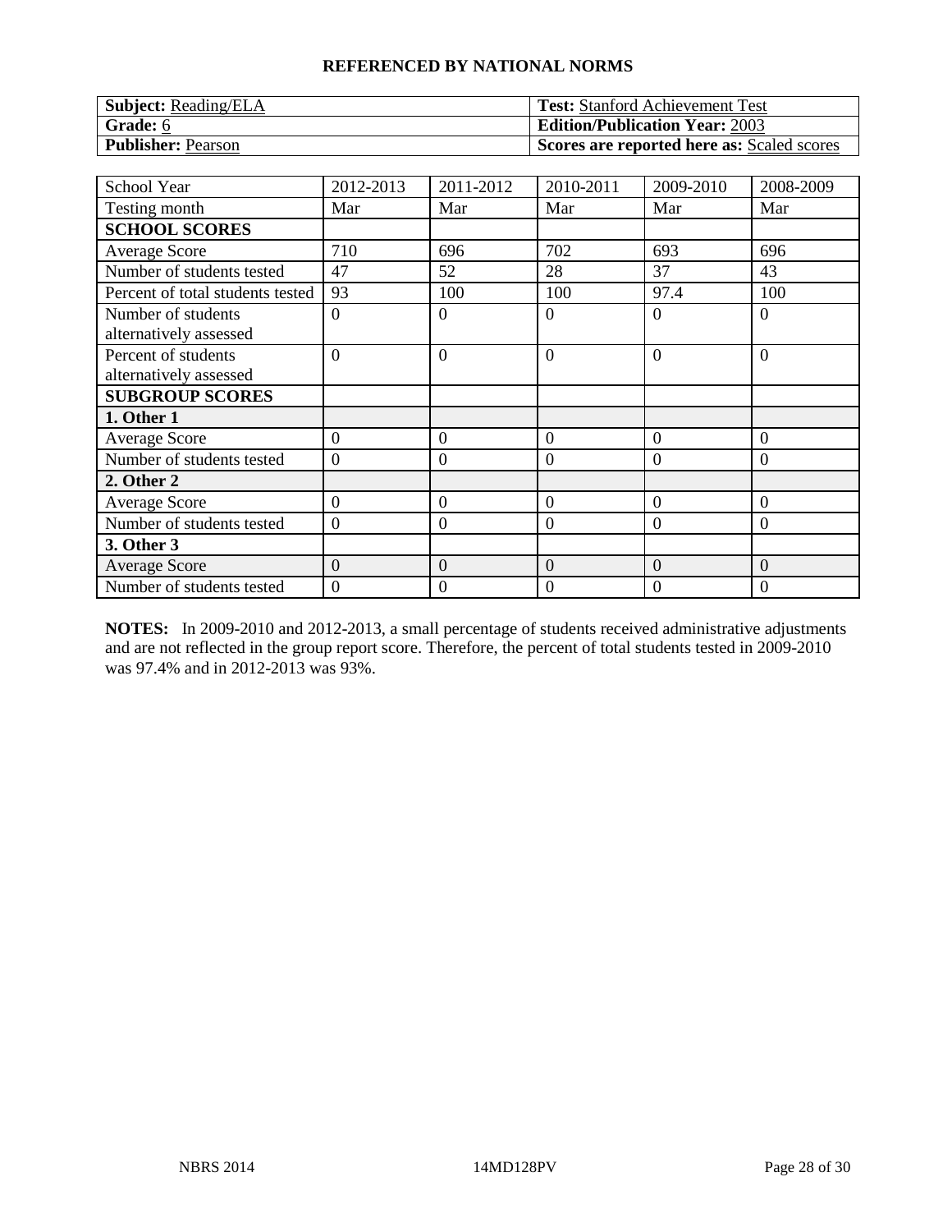**REFERENCED BY NATIONAL NORMS**

| **Subject:** Reading/ELA | **Test:** Stanford Achievement Test |
| --- | --- |
| **Grade:** 6 | **Edition/Publication Year:** 2003 |
| **Publisher:** Pearson | **Scores are reported here as:** Scaled scores |

| School Year | 2012-2013 | 2011-2012 | 2010-2011 | 2009-2010 | 2008-2009 |
| --- | --- | --- | --- | --- | --- |
| Testing month | Mar | Mar | Mar | Mar | Mar |
| **SCHOOL SCORES** | | | | | |
| Average Score | 710 | 696 | 702 | 693 | 696 |
| Number of students tested | 47 | 52 | 28 | 37 | 43 |
| Percent of total students tested | 93 | 100 | 100 | 97.4 | 100 |
| Number of students alternatively assessed | 0 | 0 | 0 | 0 | 0 |
| Percent of students alternatively assessed | 0 | 0 | 0 | 0 | 0 |
| **SUBGROUP SCORES** | | | | | |
| **1. Other 1** | | | | | |
| Average Score | 0 | 0 | 0 | 0 | 0 |
| Number of students tested | 0 | 0 | 0 | 0 | 0 |
| **2. Other 2** | | | | | |
| Average Score | 0 | 0 | 0 | 0 | 0 |
| Number of students tested | 0 | 0 | 0 | 0 | 0 |
| **3. Other 3** | | | | | |
| Average Score | 0 | 0 | 0 | 0 | 0 |
| Number of students tested | 0 | 0 | 0 | 0 | 0 |

**NOTES:** In 2009-2010 and 2012-2013, a small percentage of students received administrative adjustments and are not reflected in the group report score. Therefore, the percent of total students tested in 2009-2010 was 97.4% and in 2012-2013 was 93%.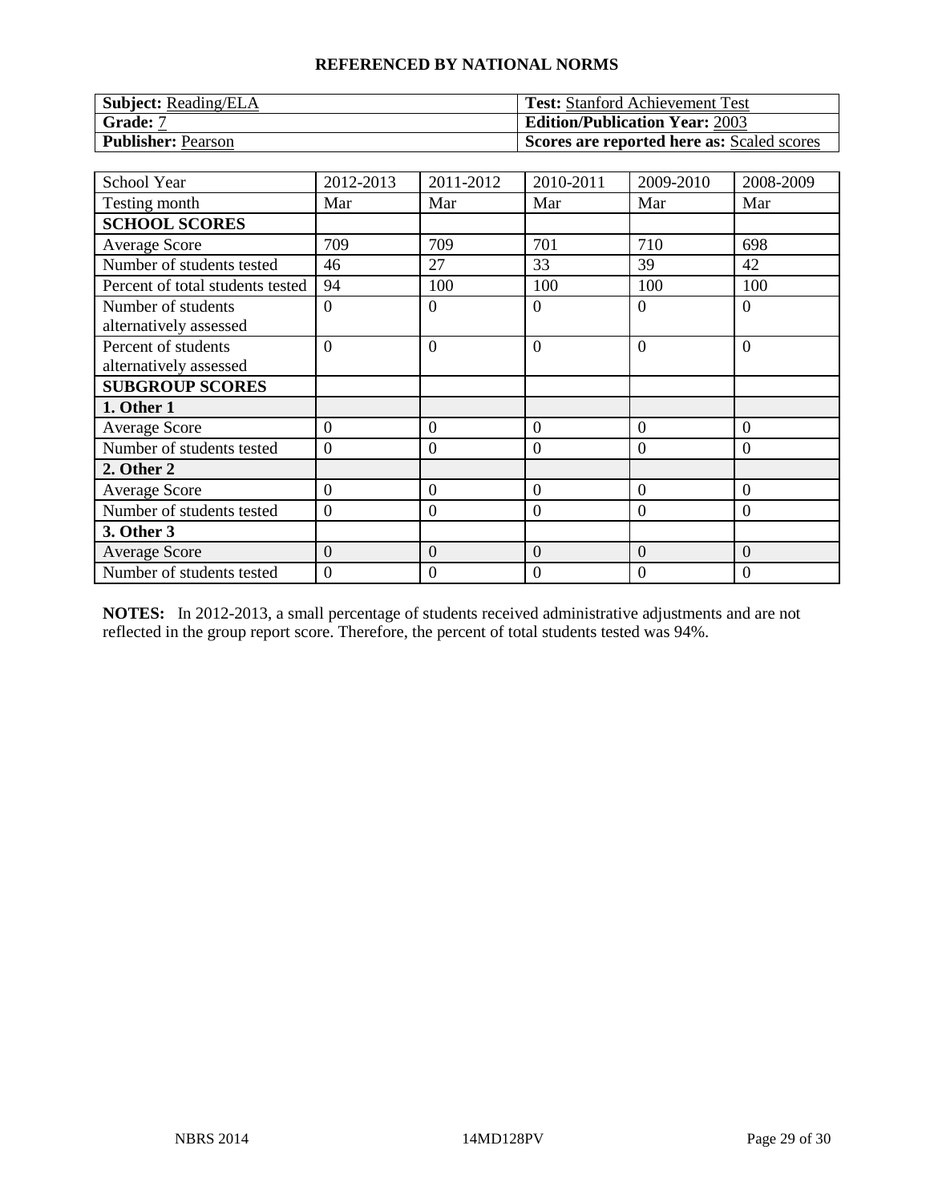**REFERENCED BY NATIONAL NORMS**

| **Subject:** Reading/ELA | **Test:** Stanford Achievement Test |
|---|---|
| **Grade:** 7 | **Edition/Publication Year:** 2003 |
| **Publisher:** Pearson | **Scores are reported here as:** Scaled scores |

| School Year | 2012-2013 | 2011-2012 | 2010-2011 | 2009-2010 | 2008-2009 |
|---|---|---|---|---|---|
| Testing month | Mar | Mar | Mar | Mar | Mar |
| **SCHOOL SCORES** | | | | | |
| Average Score | 709 | 709 | 701 | 710 | 698 |
| Number of students tested | 46 | 27 | 33 | 39 | 42 |
| Percent of total students tested | 94 | 100 | 100 | 100 | 100 |
| Number of students alternatively assessed | 0 | 0 | 0 | 0 | 0 |
| Percent of students alternatively assessed | 0 | 0 | 0 | 0 | 0 |
| **SUBGROUP SCORES** | | | | | |
| **1. Other 1** | | | | | |
| Average Score | 0 | 0 | 0 | 0 | 0 |
| Number of students tested | 0 | 0 | 0 | 0 | 0 |
| **2. Other 2** | | | | | |
| Average Score | 0 | 0 | 0 | 0 | 0 |
| Number of students tested | 0 | 0 | 0 | 0 | 0 |
| **3. Other 3** | | | | | |
| Average Score | 0 | 0 | 0 | 0 | 0 |
| Number of students tested | 0 | 0 | 0 | 0 | 0 |

**NOTES:** In 2012-2013, a small percentage of students received administrative adjustments and are not reflected in the group report score. Therefore, the percent of total students tested was 94%.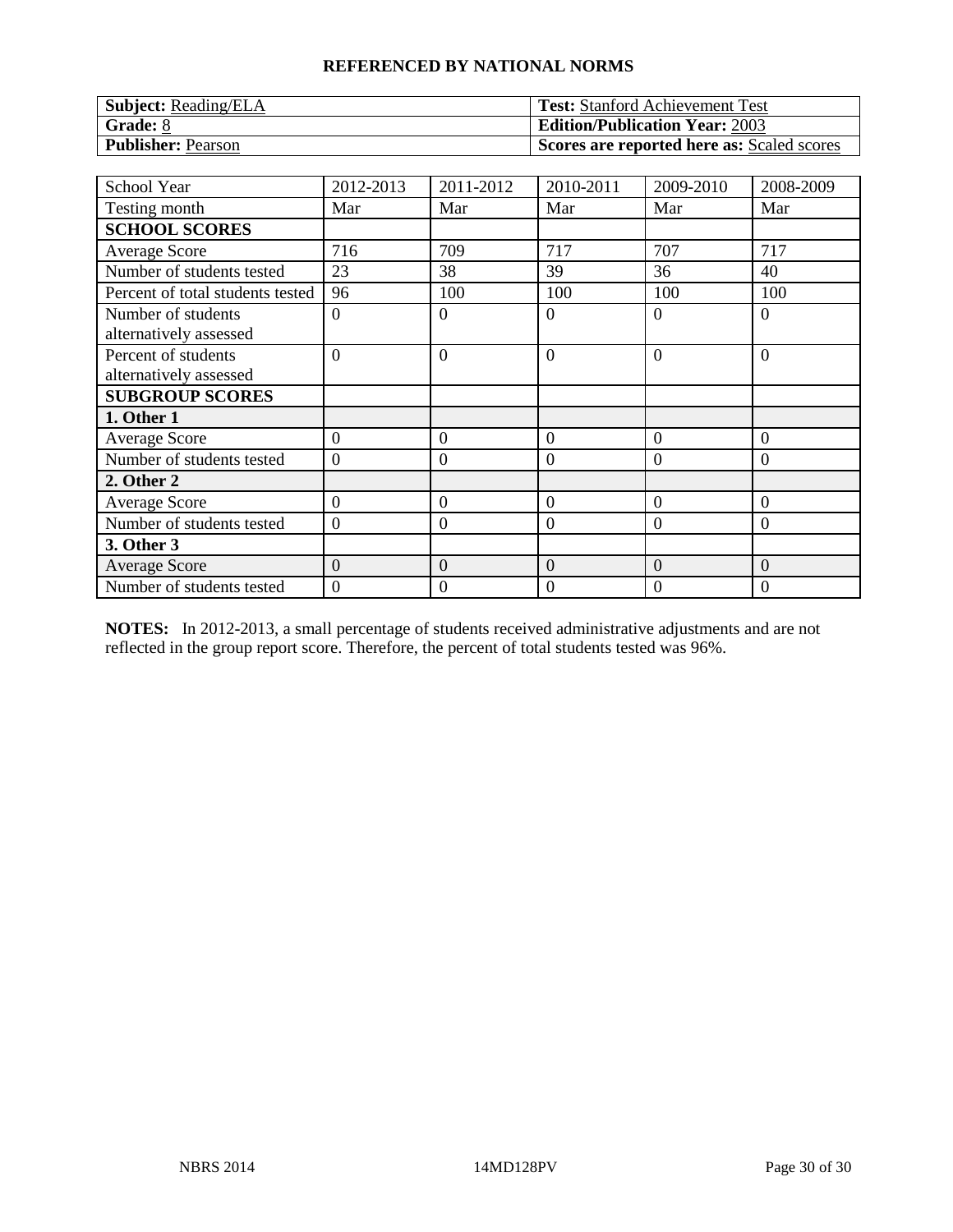**REFERENCED BY NATIONAL NORMS**

| | |
|---|---|
| **Subject:** Reading/ELA | **Test:** Stanford Achievement Test |
| **Grade:** 8 | **Edition/Publication Year:** 2003 |
| **Publisher:** Pearson | **Scores are reported here as:** Scaled scores |

| School Year | 2012-2013 | 2011-2012 | 2010-2011 | 2009-2010 | 2008-2009 |
|---|---|---|---|---|---|
| Testing month | Mar | Mar | Mar | Mar | Mar |
| **SCHOOL SCORES** | | | | | |
| Average Score | 716 | 709 | 717 | 707 | 717 |
| Number of students tested | 23 | 38 | 39 | 36 | 40 |
| Percent of total students tested | 96 | 100 | 100 | 100 | 100 |
| Number of students alternatively assessed | 0 | 0 | 0 | 0 | 0 |
| Percent of students alternatively assessed | 0 | 0 | 0 | 0 | 0 |
| **SUBGROUP SCORES** | | | | | |
| **1. Other 1** | | | | | |
| Average Score | 0 | 0 | 0 | 0 | 0 |
| Number of students tested | 0 | 0 | 0 | 0 | 0 |
| **2. Other 2** | | | | | |
| Average Score | 0 | 0 | 0 | 0 | 0 |
| Number of students tested | 0 | 0 | 0 | 0 | 0 |
| **3. Other 3** | | | | | |
| Average Score | 0 | 0 | 0 | 0 | 0 |
| Number of students tested | 0 | 0 | 0 | 0 | 0 |

**NOTES:** In 2012-2013, a small percentage of students received administrative adjustments and are not reflected in the group report score. Therefore, the percent of total students tested was 96%.